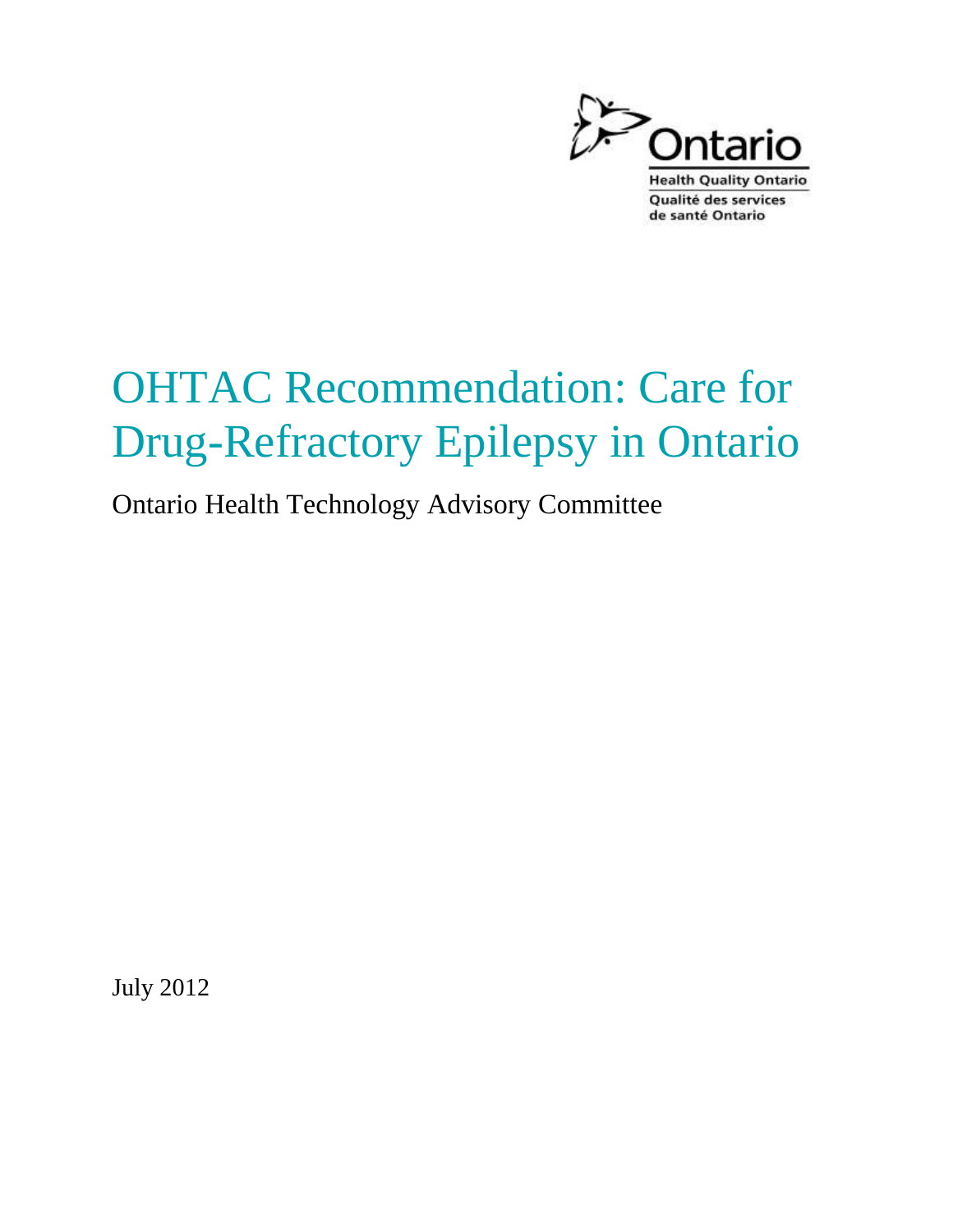Ontario

Health Quality Ontario

Qualité des services de santé Ontario

# OHTAC Recommendation: Care for Drug-Refractory Epilepsy in Ontario

Ontario Health Technology Advisory Committee

July 2012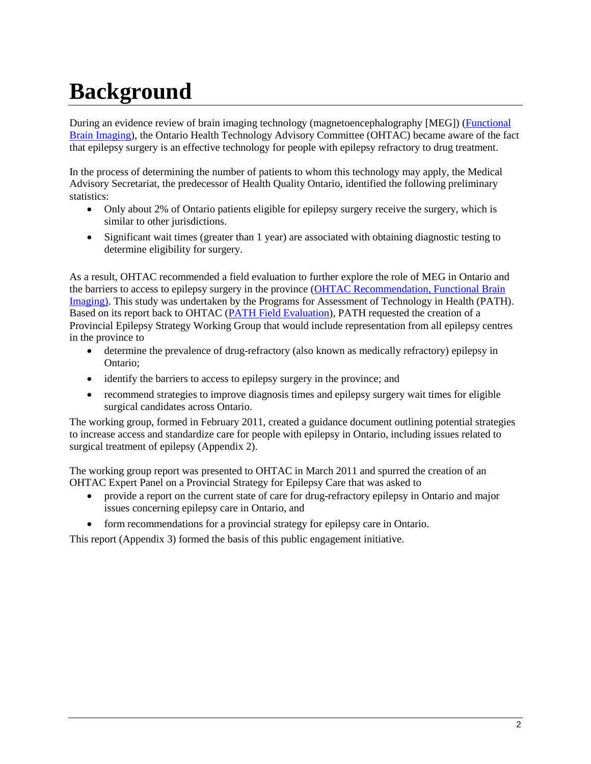# Background

During an evidence review of brain imaging technology (magnetoencephalography [MEG]) (Functional Brain Imaging), the Ontario Health Technology Advisory Committee (OHTAC) became aware of the fact that epilepsy surgery is an effective technology for people with epilepsy refractory to drug treatment.

In the process of determining the number of patients to whom this technology may apply, the Medical Advisory Secretariat, the predecessor of Health Quality Ontario, identified the following preliminary statistics:

- Only about 2% of Ontario patients eligible for epilepsy surgery receive the surgery, which is similar to other jurisdictions.
- Significant wait times (greater than 1 year) are associated with obtaining diagnostic testing to determine eligibility for surgery.

As a result, OHTAC recommended a field evaluation to further explore the role of MEG in Ontario and the barriers to access to epilepsy surgery in the province (OHTAC Recommendation, Functional Brain Imaging). This study was undertaken by the Programs for Assessment of Technology in Health (PATH). Based on its report back to OHTAC (PATH Field Evaluation), PATH requested the creation of a Provincial Epilepsy Strategy Working Group that would include representation from all epilepsy centres in the province to

- determine the prevalence of drug-refractory (also known as medically refractory) epilepsy in Ontario;
- identify the barriers to access to epilepsy surgery in the province; and
- recommend strategies to improve diagnosis times and epilepsy surgery wait times for eligible surgical candidates across Ontario.

The working group, formed in February 2011, created a guidance document outlining potential strategies to increase access and standardize care for people with epilepsy in Ontario, including issues related to surgical treatment of epilepsy (Appendix 2).

The working group report was presented to OHTAC in March 2011 and spurred the creation of an OHTAC Expert Panel on a Provincial Strategy for Epilepsy Care that was asked to

- provide a report on the current state of care for drug-refractory epilepsy in Ontario and major issues concerning epilepsy care in Ontario, and
- form recommendations for a provincial strategy for epilepsy care in Ontario.

This report (Appendix 3) formed the basis of this public engagement initiative.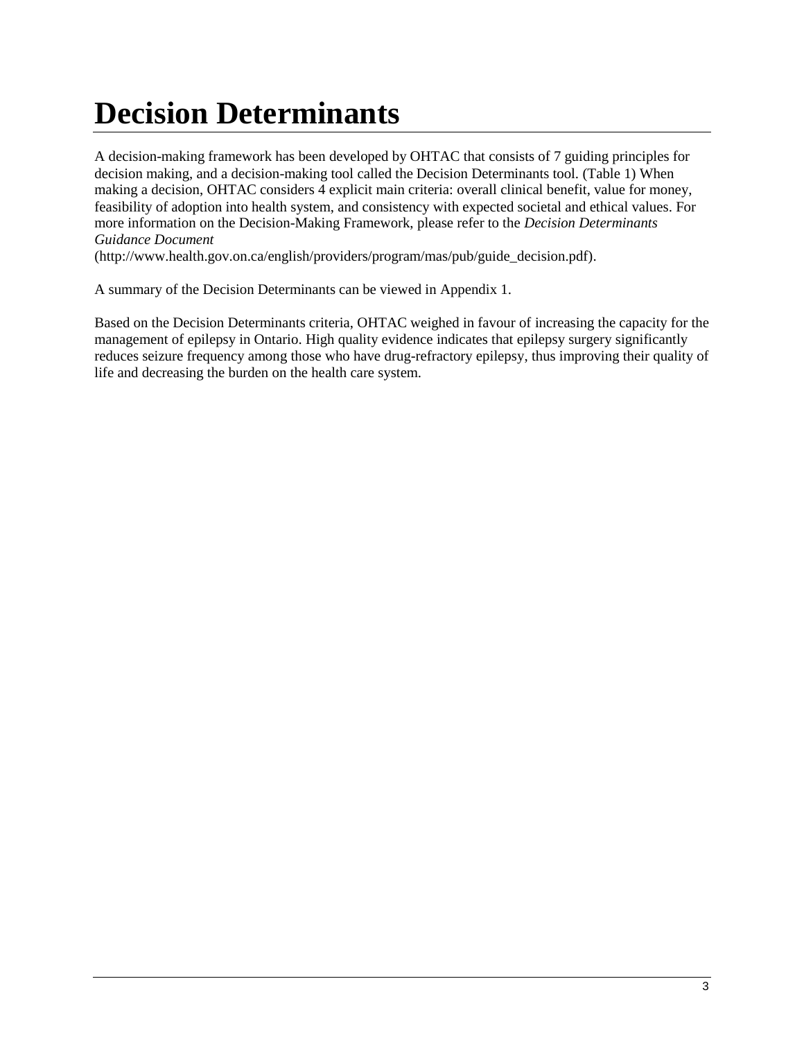# Decision Determinants

A decision-making framework has been developed by OHTAC that consists of 7 guiding principles for decision making, and a decision-making tool called the Decision Determinants tool. (Table 1) When making a decision, OHTAC considers 4 explicit main criteria: overall clinical benefit, value for money, feasibility of adoption into health system, and consistency with expected societal and ethical values. For more information on the Decision-Making Framework, please refer to the *Decision Determinants Guidance Document* (http://www.health.gov.on.ca/english/providers/program/mas/pub/guide_decision.pdf).

A summary of the Decision Determinants can be viewed in Appendix 1.

Based on the Decision Determinants criteria, OHTAC weighed in favour of increasing the capacity for the management of epilepsy in Ontario. High quality evidence indicates that epilepsy surgery significantly reduces seizure frequency among those who have drug-refractory epilepsy, thus improving their quality of life and decreasing the burden on the health care system.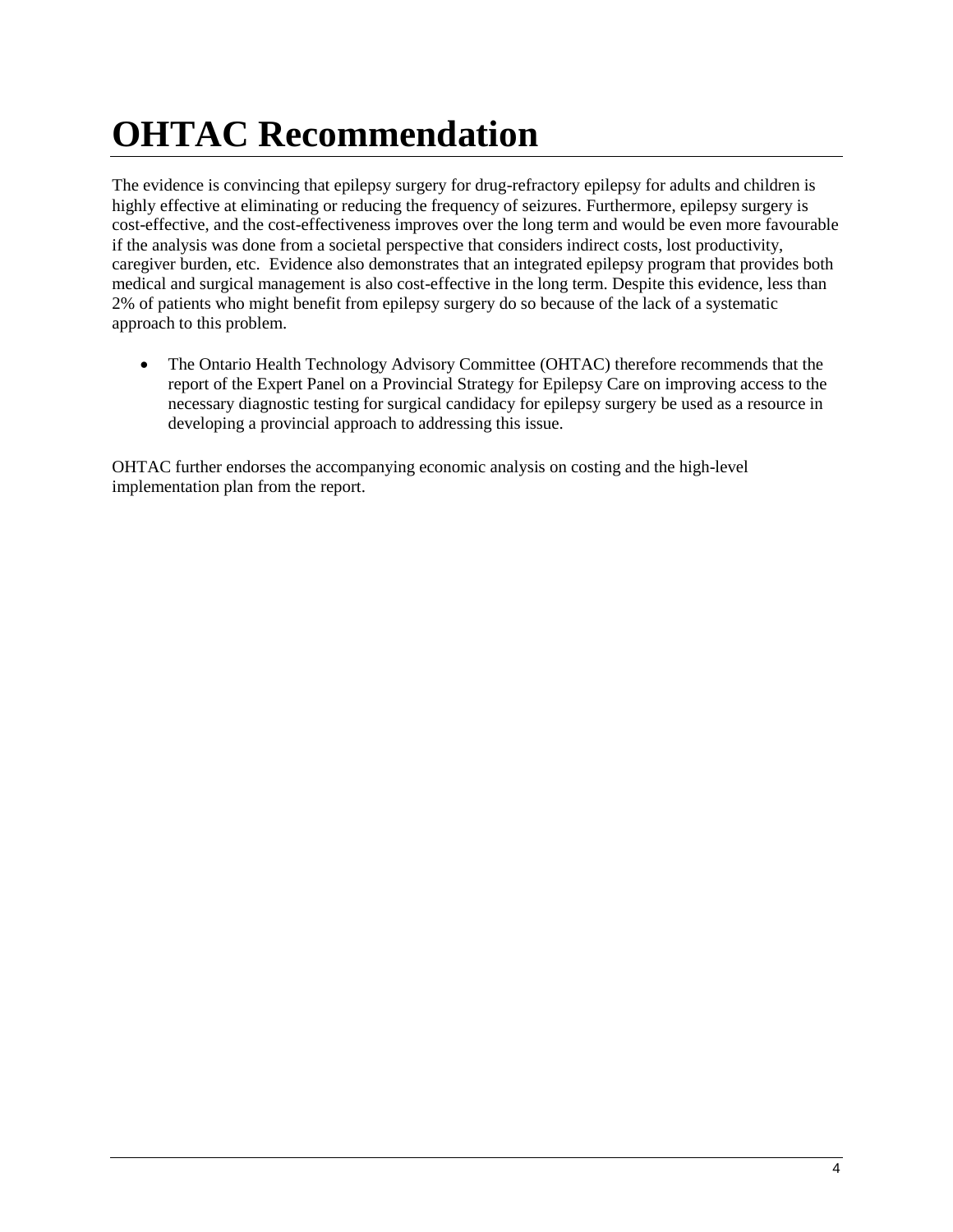# OHTAC Recommendation

The evidence is convincing that epilepsy surgery for drug-refractory epilepsy for adults and children is highly effective at eliminating or reducing the frequency of seizures. Furthermore, epilepsy surgery is cost-effective, and the cost-effectiveness improves over the long term and would be even more favourable if the analysis was done from a societal perspective that considers indirect costs, lost productivity, caregiver burden, etc. Evidence also demonstrates that an integrated epilepsy program that provides both medical and surgical management is also cost-effective in the long term. Despite this evidence, less than 2% of patients who might benefit from epilepsy surgery do so because of the lack of a systematic approach to this problem.

- The Ontario Health Technology Advisory Committee (OHTAC) therefore recommends that the report of the Expert Panel on a Provincial Strategy for Epilepsy Care on improving access to the necessary diagnostic testing for surgical candidacy for epilepsy surgery be used as a resource in developing a provincial approach to addressing this issue.

OHTAC further endorses the accompanying economic analysis on costing and the high-level implementation plan from the report.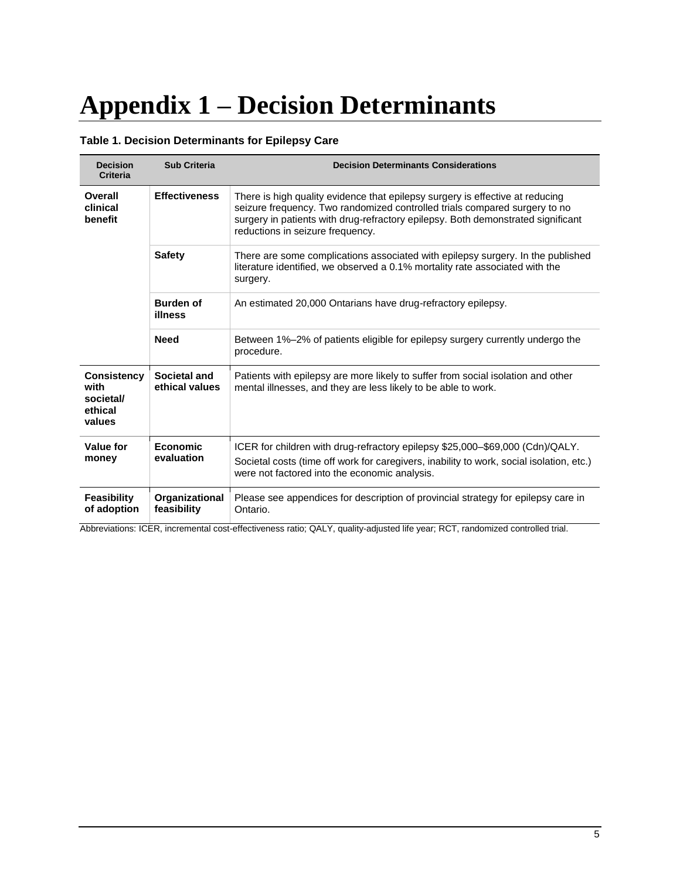# Appendix 1 – Decision Determinants

**Table 1. Decision Determinants for Epilepsy Care**

| Decision Criteria | Sub Criteria | Decision Determinants Considerations |
|---|---|---|
| **Overall clinical benefit** | **Effectiveness** | There is high quality evidence that epilepsy surgery is effective at reducing seizure frequency. Two randomized controlled trials compared surgery to no surgery in patients with drug-refractory epilepsy. Both demonstrated significant reductions in seizure frequency. |
| | **Safety** | There are some complications associated with epilepsy surgery. In the published literature identified, we observed a 0.1% mortality rate associated with the surgery. |
| | **Burden of illness** | An estimated 20,000 Ontarians have drug-refractory epilepsy. |
| | **Need** | Between 1%–2% of patients eligible for epilepsy surgery currently undergo the procedure. |
| **Consistency with societal/ ethical values** | **Societal and ethical values** | Patients with epilepsy are more likely to suffer from social isolation and other mental illnesses, and they are less likely to be able to work. |
| **Value for money** | **Economic evaluation** | ICER for children with drug-refractory epilepsy \$25,000–\$69,000 (Cdn)/QALY. Societal costs (time off work for caregivers, inability to work, social isolation, etc.) were not factored into the economic analysis. |
| **Feasibility of adoption** | **Organizational feasibility** | Please see appendices for description of provincial strategy for epilepsy care in Ontario. |

Abbreviations: ICER, incremental cost-effectiveness ratio; QALY, quality-adjusted life year; RCT, randomized controlled trial.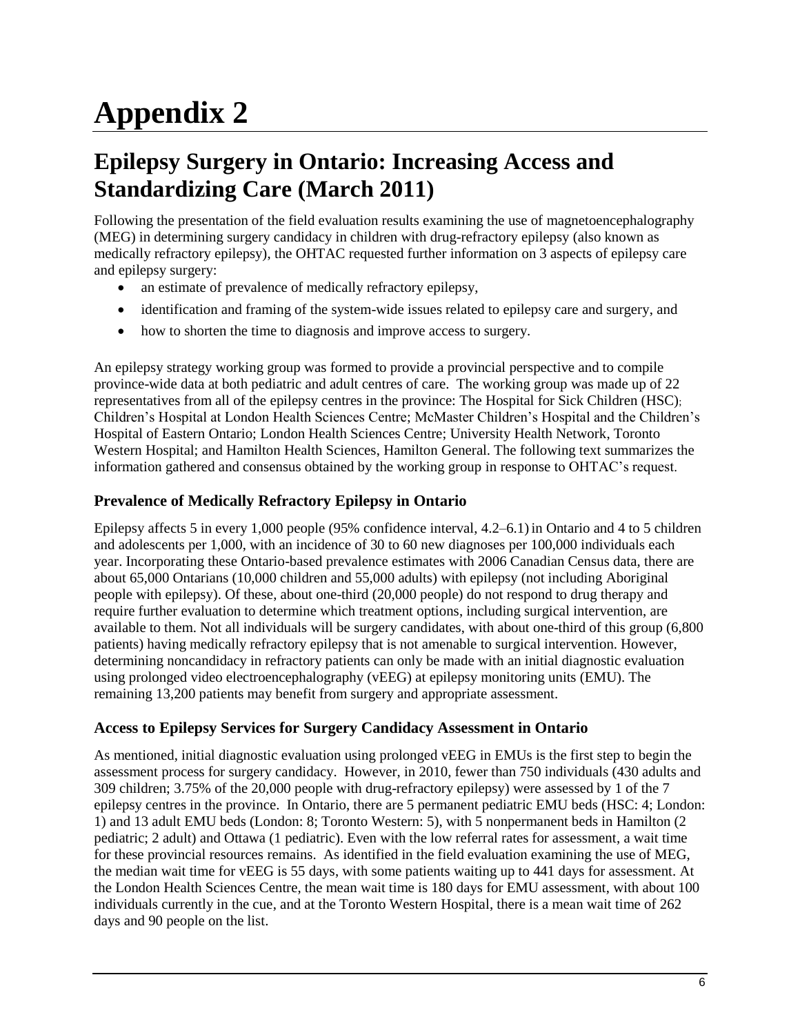# Appendix 2

## Epilepsy Surgery in Ontario: Increasing Access and Standardizing Care (March 2011)

Following the presentation of the field evaluation results examining the use of magnetoencephalography (MEG) in determining surgery candidacy in children with drug-refractory epilepsy (also known as medically refractory epilepsy), the OHTAC requested further information on 3 aspects of epilepsy care and epilepsy surgery:

- an estimate of prevalence of medically refractory epilepsy,
- identification and framing of the system-wide issues related to epilepsy care and surgery, and
- how to shorten the time to diagnosis and improve access to surgery.

An epilepsy strategy working group was formed to provide a provincial perspective and to compile province-wide data at both pediatric and adult centres of care. The working group was made up of 22 representatives from all of the epilepsy centres in the province: The Hospital for Sick Children (HSC); Children's Hospital at London Health Sciences Centre; McMaster Children's Hospital and the Children's Hospital of Eastern Ontario; London Health Sciences Centre; University Health Network, Toronto Western Hospital; and Hamilton Health Sciences, Hamilton General. The following text summarizes the information gathered and consensus obtained by the working group in response to OHTAC's request.

### Prevalence of Medically Refractory Epilepsy in Ontario

Epilepsy affects 5 in every 1,000 people (95% confidence interval, 4.2–6.1) in Ontario and 4 to 5 children and adolescents per 1,000, with an incidence of 30 to 60 new diagnoses per 100,000 individuals each year. Incorporating these Ontario-based prevalence estimates with 2006 Canadian Census data, there are about 65,000 Ontarians (10,000 children and 55,000 adults) with epilepsy (not including Aboriginal people with epilepsy). Of these, about one-third (20,000 people) do not respond to drug therapy and require further evaluation to determine which treatment options, including surgical intervention, are available to them. Not all individuals will be surgery candidates, with about one-third of this group (6,800 patients) having medically refractory epilepsy that is not amenable to surgical intervention. However, determining noncandidacy in refractory patients can only be made with an initial diagnostic evaluation using prolonged video electroencephalography (vEEG) at epilepsy monitoring units (EMU). The remaining 13,200 patients may benefit from surgery and appropriate assessment.

### Access to Epilepsy Services for Surgery Candidacy Assessment in Ontario

As mentioned, initial diagnostic evaluation using prolonged vEEG in EMUs is the first step to begin the assessment process for surgery candidacy. However, in 2010, fewer than 750 individuals (430 adults and 309 children; 3.75% of the 20,000 people with drug-refractory epilepsy) were assessed by 1 of the 7 epilepsy centres in the province. In Ontario, there are 5 permanent pediatric EMU beds (HSC: 4; London: 1) and 13 adult EMU beds (London: 8; Toronto Western: 5), with 5 nonpermanent beds in Hamilton (2 pediatric; 2 adult) and Ottawa (1 pediatric). Even with the low referral rates for assessment, a wait time for these provincial resources remains. As identified in the field evaluation examining the use of MEG, the median wait time for vEEG is 55 days, with some patients waiting up to 441 days for assessment. At the London Health Sciences Centre, the mean wait time is 180 days for EMU assessment, with about 100 individuals currently in the cue, and at the Toronto Western Hospital, there is a mean wait time of 262 days and 90 people on the list.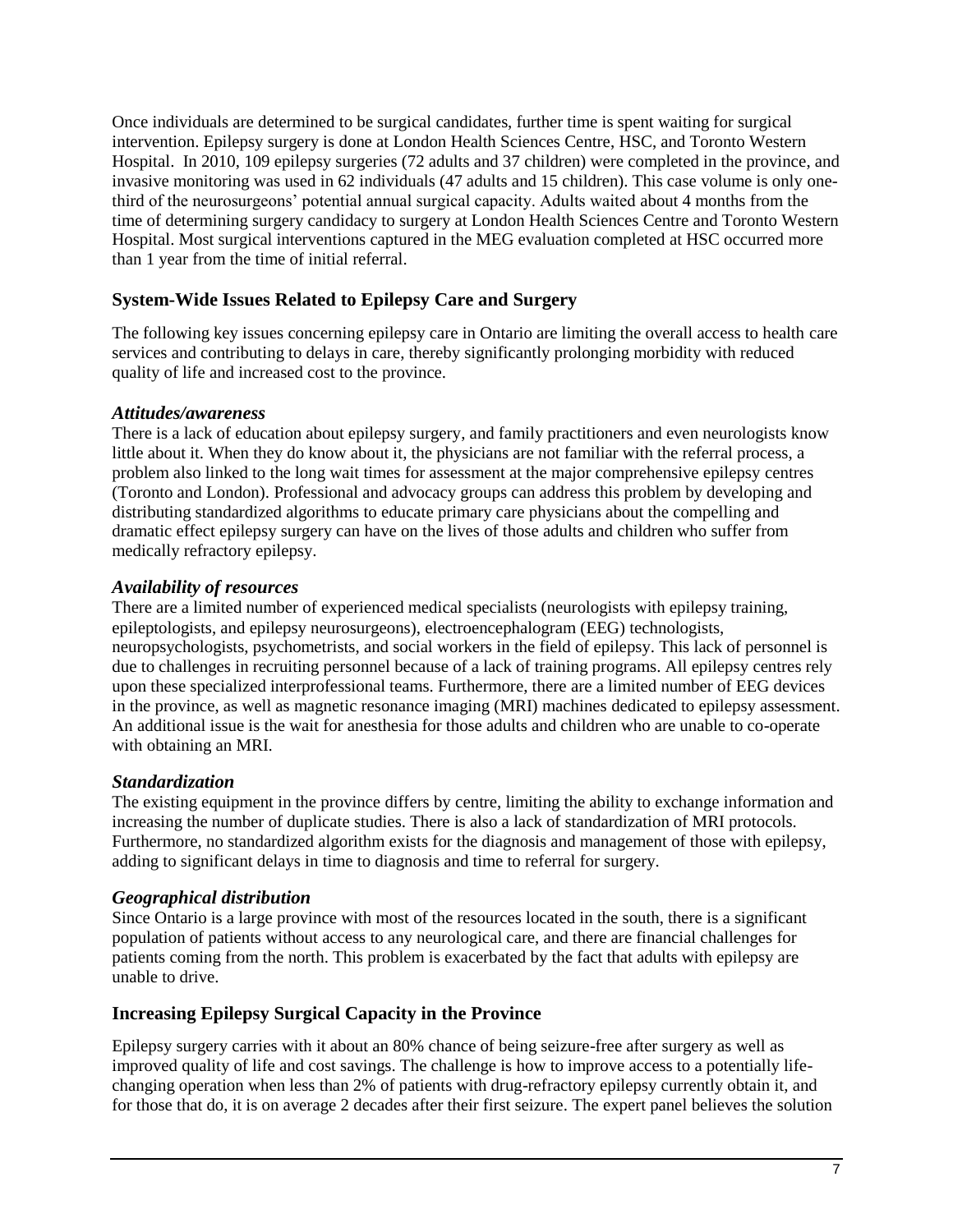Once individuals are determined to be surgical candidates, further time is spent waiting for surgical intervention. Epilepsy surgery is done at London Health Sciences Centre, HSC, and Toronto Western Hospital. In 2010, 109 epilepsy surgeries (72 adults and 37 children) were completed in the province, and invasive monitoring was used in 62 individuals (47 adults and 15 children). This case volume is only one-third of the neurosurgeons' potential annual surgical capacity. Adults waited about 4 months from the time of determining surgery candidacy to surgery at London Health Sciences Centre and Toronto Western Hospital. Most surgical interventions captured in the MEG evaluation completed at HSC occurred more than 1 year from the time of initial referral.

## System-Wide Issues Related to Epilepsy Care and Surgery

The following key issues concerning epilepsy care in Ontario are limiting the overall access to health care services and contributing to delays in care, thereby significantly prolonging morbidity with reduced quality of life and increased cost to the province.

### *Attitudes/awareness*

There is a lack of education about epilepsy surgery, and family practitioners and even neurologists know little about it. When they do know about it, the physicians are not familiar with the referral process, a problem also linked to the long wait times for assessment at the major comprehensive epilepsy centres (Toronto and London). Professional and advocacy groups can address this problem by developing and distributing standardized algorithms to educate primary care physicians about the compelling and dramatic effect epilepsy surgery can have on the lives of those adults and children who suffer from medically refractory epilepsy.

### *Availability of resources*

There are a limited number of experienced medical specialists (neurologists with epilepsy training, epileptologists, and epilepsy neurosurgeons), electroencephalogram (EEG) technologists, neuropsychologists, psychometrists, and social workers in the field of epilepsy. This lack of personnel is due to challenges in recruiting personnel because of a lack of training programs. All epilepsy centres rely upon these specialized interprofessional teams. Furthermore, there are a limited number of EEG devices in the province, as well as magnetic resonance imaging (MRI) machines dedicated to epilepsy assessment. An additional issue is the wait for anesthesia for those adults and children who are unable to co-operate with obtaining an MRI.

### *Standardization*

The existing equipment in the province differs by centre, limiting the ability to exchange information and increasing the number of duplicate studies. There is also a lack of standardization of MRI protocols. Furthermore, no standardized algorithm exists for the diagnosis and management of those with epilepsy, adding to significant delays in time to diagnosis and time to referral for surgery.

### *Geographical distribution*

Since Ontario is a large province with most of the resources located in the south, there is a significant population of patients without access to any neurological care, and there are financial challenges for patients coming from the north. This problem is exacerbated by the fact that adults with epilepsy are unable to drive.

## Increasing Epilepsy Surgical Capacity in the Province

Epilepsy surgery carries with it about an 80% chance of being seizure-free after surgery as well as improved quality of life and cost savings. The challenge is how to improve access to a potentially life-changing operation when less than 2% of patients with drug-refractory epilepsy currently obtain it, and for those that do, it is on average 2 decades after their first seizure. The expert panel believes the solution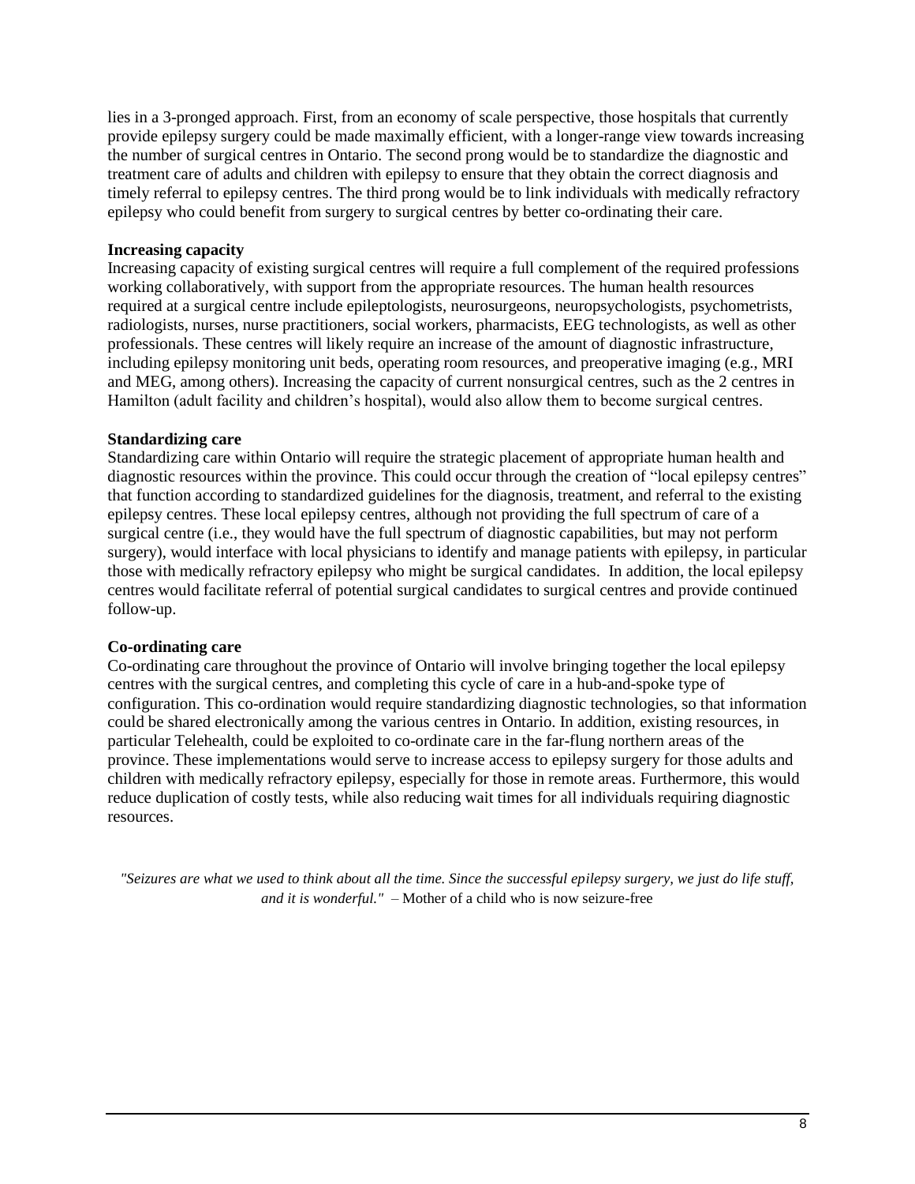lies in a 3-pronged approach. First, from an economy of scale perspective, those hospitals that currently provide epilepsy surgery could be made maximally efficient, with a longer-range view towards increasing the number of surgical centres in Ontario. The second prong would be to standardize the diagnostic and treatment care of adults and children with epilepsy to ensure that they obtain the correct diagnosis and timely referral to epilepsy centres. The third prong would be to link individuals with medically refractory epilepsy who could benefit from surgery to surgical centres by better co-ordinating their care.

**Increasing capacity**

Increasing capacity of existing surgical centres will require a full complement of the required professions working collaboratively, with support from the appropriate resources. The human health resources required at a surgical centre include epileptologists, neurosurgeons, neuropsychologists, psychometrists, radiologists, nurses, nurse practitioners, social workers, pharmacists, EEG technologists, as well as other professionals. These centres will likely require an increase of the amount of diagnostic infrastructure, including epilepsy monitoring unit beds, operating room resources, and preoperative imaging (e.g., MRI and MEG, among others). Increasing the capacity of current nonsurgical centres, such as the 2 centres in Hamilton (adult facility and children's hospital), would also allow them to become surgical centres.

**Standardizing care**

Standardizing care within Ontario will require the strategic placement of appropriate human health and diagnostic resources within the province. This could occur through the creation of "local epilepsy centres" that function according to standardized guidelines for the diagnosis, treatment, and referral to the existing epilepsy centres. These local epilepsy centres, although not providing the full spectrum of care of a surgical centre (i.e., they would have the full spectrum of diagnostic capabilities, but may not perform surgery), would interface with local physicians to identify and manage patients with epilepsy, in particular those with medically refractory epilepsy who might be surgical candidates. In addition, the local epilepsy centres would facilitate referral of potential surgical candidates to surgical centres and provide continued follow-up.

**Co-ordinating care**

Co-ordinating care throughout the province of Ontario will involve bringing together the local epilepsy centres with the surgical centres, and completing this cycle of care in a hub-and-spoke type of configuration. This co-ordination would require standardizing diagnostic technologies, so that information could be shared electronically among the various centres in Ontario. In addition, existing resources, in particular Telehealth, could be exploited to co-ordinate care in the far-flung northern areas of the province. These implementations would serve to increase access to epilepsy surgery for those adults and children with medically refractory epilepsy, especially for those in remote areas. Furthermore, this would reduce duplication of costly tests, while also reducing wait times for all individuals requiring diagnostic resources.

*"Seizures are what we used to think about all the time. Since the successful epilepsy surgery, we just do life stuff, and it is wonderful."* – Mother of a child who is now seizure-free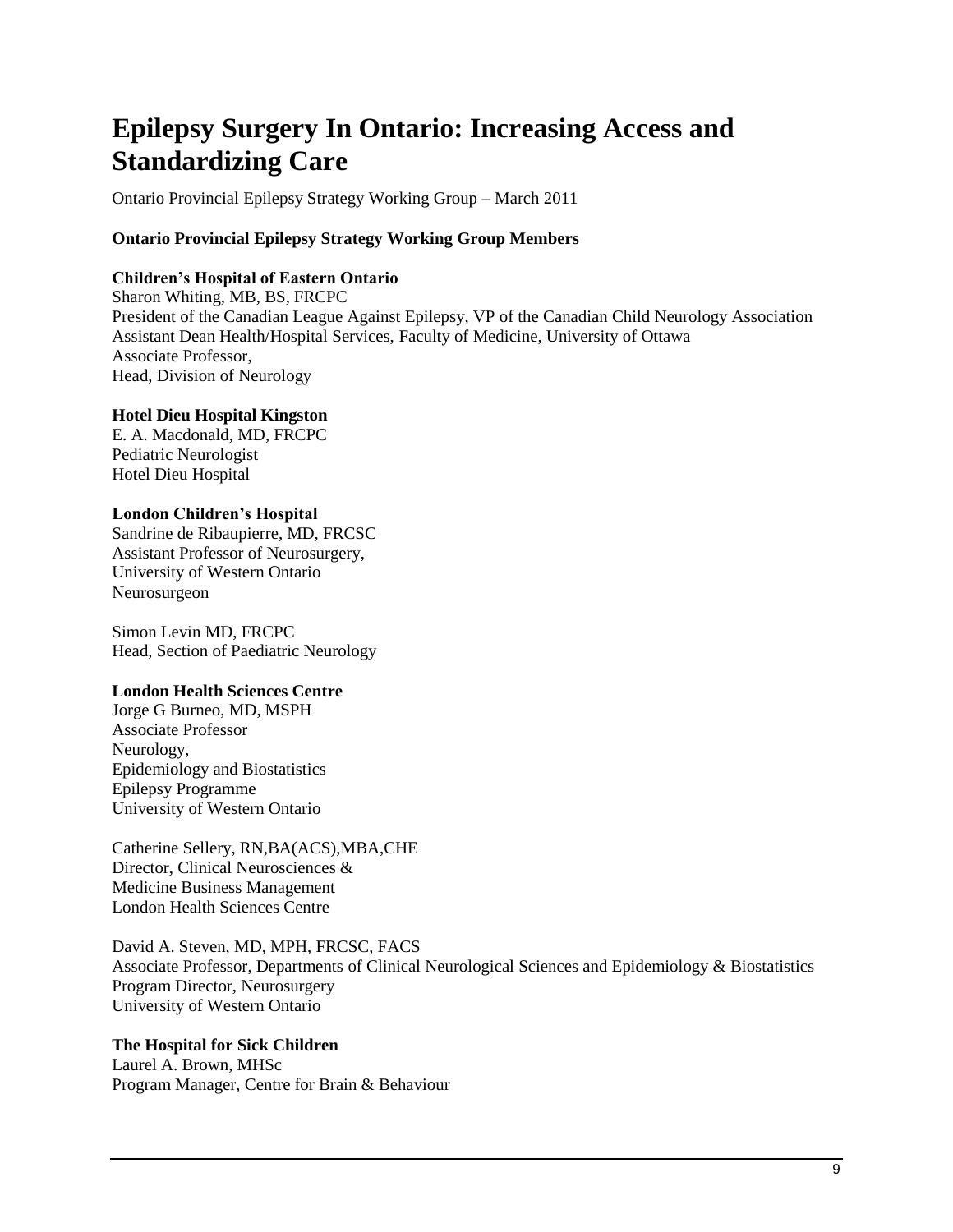# Epilepsy Surgery In Ontario: Increasing Access and Standardizing Care

Ontario Provincial Epilepsy Strategy Working Group – March 2011

**Ontario Provincial Epilepsy Strategy Working Group Members**

**Children's Hospital of Eastern Ontario**
Sharon Whiting, MB, BS, FRCPC
President of the Canadian League Against Epilepsy, VP of the Canadian Child Neurology Association
Assistant Dean Health/Hospital Services, Faculty of Medicine, University of Ottawa
Associate Professor,
Head, Division of Neurology

**Hotel Dieu Hospital Kingston**
E. A. Macdonald, MD, FRCPC
Pediatric Neurologist
Hotel Dieu Hospital

**London Children's Hospital**
Sandrine de Ribaupierre, MD, FRCSC
Assistant Professor of Neurosurgery,
University of Western Ontario
Neurosurgeon

Simon Levin MD, FRCPC
Head, Section of Paediatric Neurology

**London Health Sciences Centre**
Jorge G Burneo, MD, MSPH
Associate Professor
Neurology,
Epidemiology and Biostatistics
Epilepsy Programme
University of Western Ontario

Catherine Sellery, RN,BA(ACS),MBA,CHE
Director, Clinical Neurosciences &
Medicine Business Management
London Health Sciences Centre

David A. Steven, MD, MPH, FRCSC, FACS
Associate Professor, Departments of Clinical Neurological Sciences and Epidemiology & Biostatistics
Program Director, Neurosurgery
University of Western Ontario

**The Hospital for Sick Children**
Laurel A. Brown, MHSc
Program Manager, Centre for Brain & Behaviour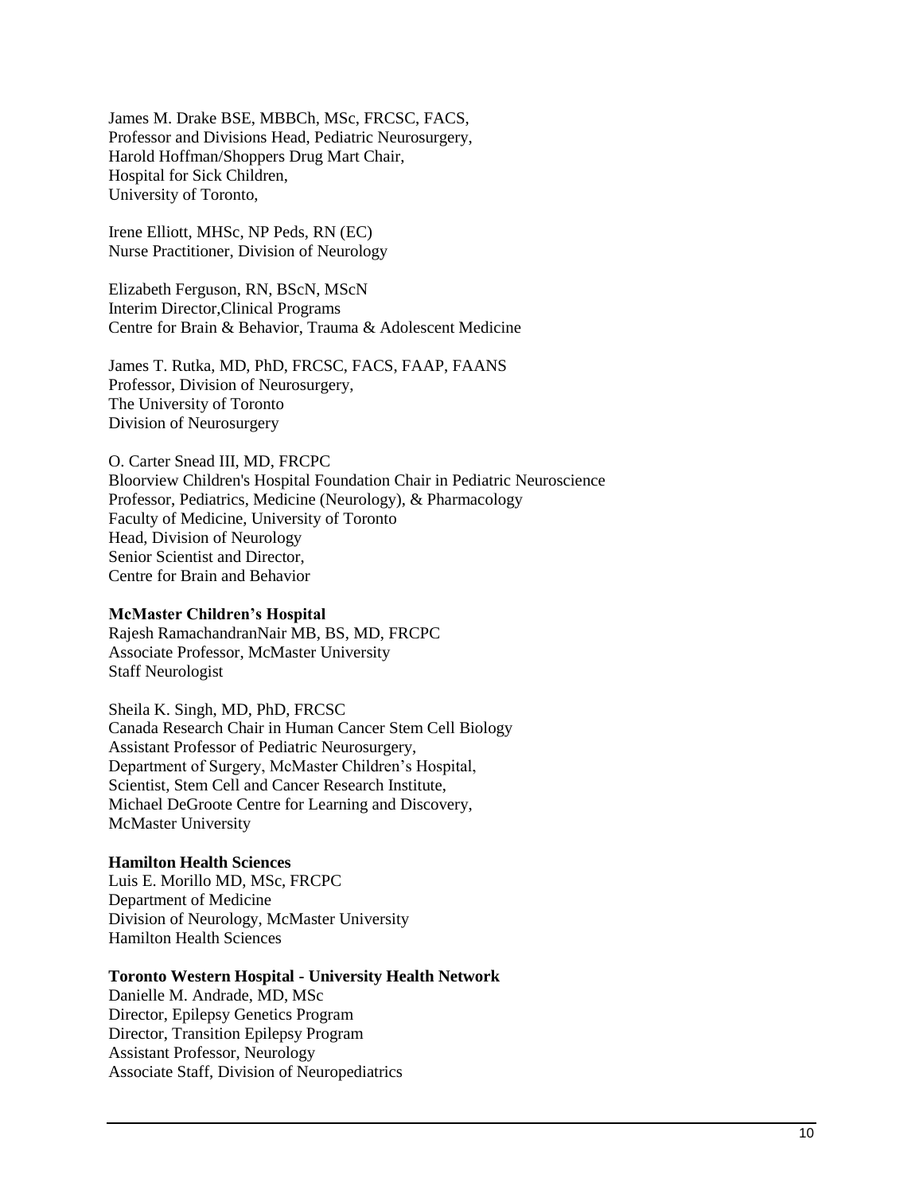James M. Drake BSE, MBBCh, MSc, FRCSC, FACS,
Professor and Divisions Head, Pediatric Neurosurgery,
Harold Hoffman/Shoppers Drug Mart Chair,
Hospital for Sick Children,
University of Toronto,

Irene Elliott, MHSc, NP Peds, RN (EC)
Nurse Practitioner, Division of Neurology

Elizabeth Ferguson, RN, BScN, MScN
Interim Director,Clinical Programs
Centre for Brain & Behavior, Trauma & Adolescent Medicine

James T. Rutka, MD, PhD, FRCSC, FACS, FAAP, FAANS
Professor, Division of Neurosurgery,
The University of Toronto
Division of Neurosurgery

O. Carter Snead III, MD, FRCPC
Bloorview Children's Hospital Foundation Chair in Pediatric Neuroscience
Professor, Pediatrics, Medicine (Neurology), & Pharmacology
Faculty of Medicine, University of Toronto
Head, Division of Neurology
Senior Scientist and Director,
Centre for Brain and Behavior

**McMaster Children's Hospital**
Rajesh RamachandranNair MB, BS, MD, FRCPC
Associate Professor, McMaster University
Staff Neurologist

Sheila K. Singh, MD, PhD, FRCSC
Canada Research Chair in Human Cancer Stem Cell Biology
Assistant Professor of Pediatric Neurosurgery,
Department of Surgery, McMaster Children's Hospital,
Scientist, Stem Cell and Cancer Research Institute,
Michael DeGroote Centre for Learning and Discovery,
McMaster University

**Hamilton Health Sciences**
Luis E. Morillo MD, MSc, FRCPC
Department of Medicine
Division of Neurology, McMaster University
Hamilton Health Sciences

**Toronto Western Hospital - University Health Network**
Danielle M. Andrade, MD, MSc
Director, Epilepsy Genetics Program
Director, Transition Epilepsy Program
Assistant Professor, Neurology
Associate Staff, Division of Neuropediatrics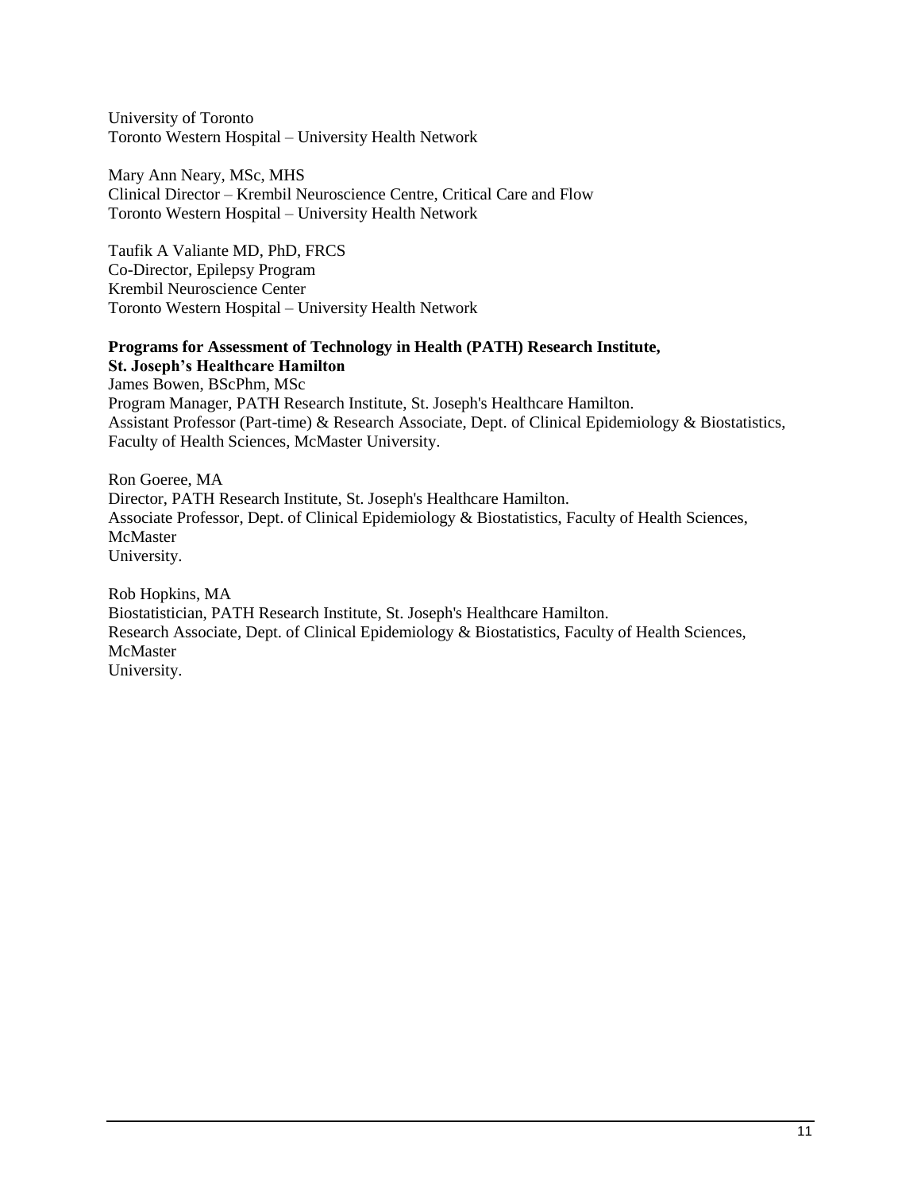University of Toronto
Toronto Western Hospital – University Health Network

Mary Ann Neary, MSc, MHS
Clinical Director – Krembil Neuroscience Centre, Critical Care and Flow
Toronto Western Hospital – University Health Network

Taufik A Valiante MD, PhD, FRCS
Co-Director, Epilepsy Program
Krembil Neuroscience Center
Toronto Western Hospital – University Health Network

**Programs for Assessment of Technology in Health (PATH) Research Institute, St. Joseph's Healthcare Hamilton**
James Bowen, BScPhm, MSc
Program Manager, PATH Research Institute, St. Joseph's Healthcare Hamilton.
Assistant Professor (Part-time) & Research Associate, Dept. of Clinical Epidemiology & Biostatistics, Faculty of Health Sciences, McMaster University.

Ron Goeree, MA
Director, PATH Research Institute, St. Joseph's Healthcare Hamilton.
Associate Professor, Dept. of Clinical Epidemiology & Biostatistics, Faculty of Health Sciences, McMaster
University.

Rob Hopkins, MA
Biostatistician, PATH Research Institute, St. Joseph's Healthcare Hamilton.
Research Associate, Dept. of Clinical Epidemiology & Biostatistics, Faculty of Health Sciences, McMaster
University.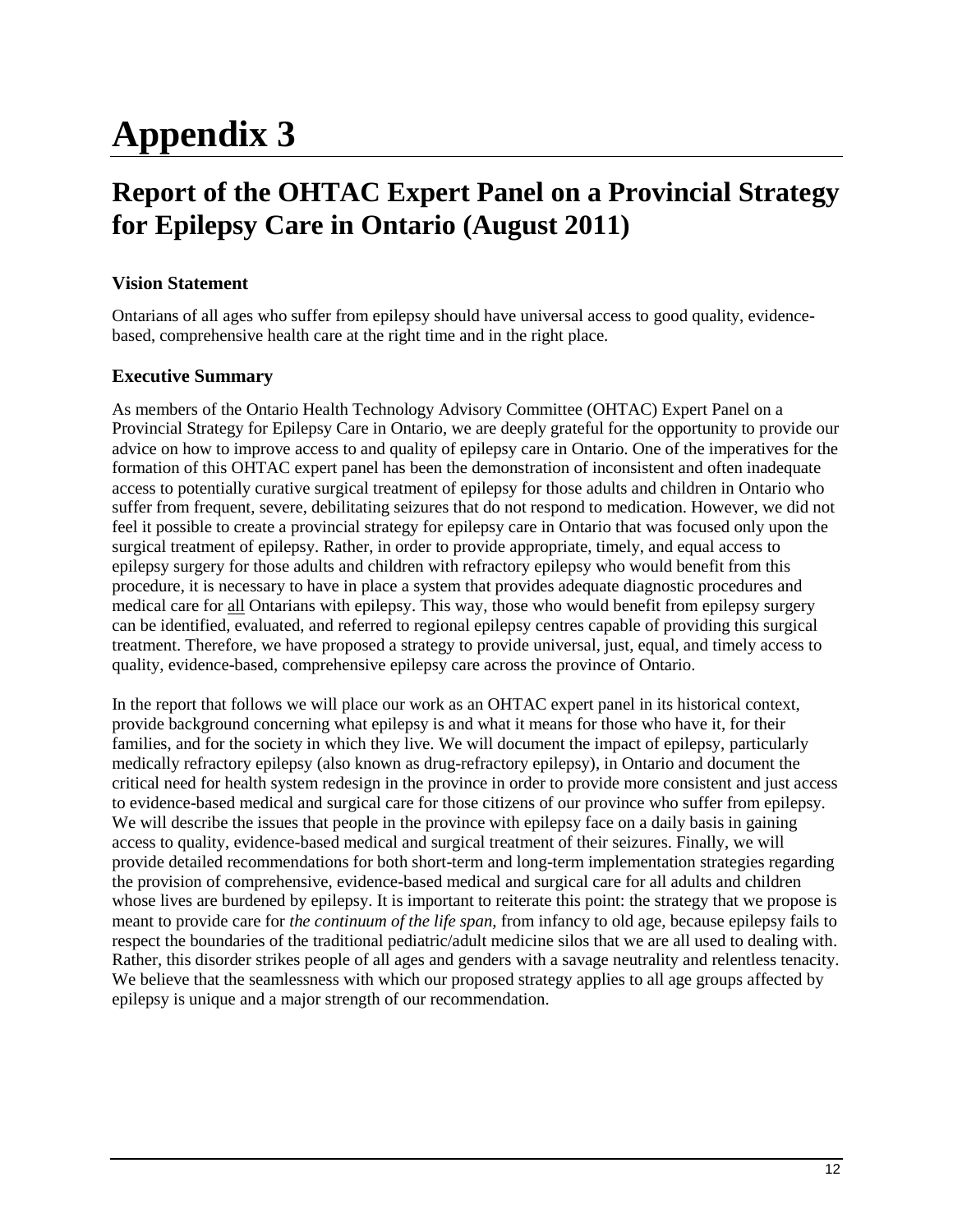# Appendix 3

## Report of the OHTAC Expert Panel on a Provincial Strategy for Epilepsy Care in Ontario (August 2011)

### Vision Statement

Ontarians of all ages who suffer from epilepsy should have universal access to good quality, evidence-based, comprehensive health care at the right time and in the right place.

### Executive Summary

As members of the Ontario Health Technology Advisory Committee (OHTAC) Expert Panel on a Provincial Strategy for Epilepsy Care in Ontario, we are deeply grateful for the opportunity to provide our advice on how to improve access to and quality of epilepsy care in Ontario. One of the imperatives for the formation of this OHTAC expert panel has been the demonstration of inconsistent and often inadequate access to potentially curative surgical treatment of epilepsy for those adults and children in Ontario who suffer from frequent, severe, debilitating seizures that do not respond to medication. However, we did not feel it possible to create a provincial strategy for epilepsy care in Ontario that was focused only upon the surgical treatment of epilepsy. Rather, in order to provide appropriate, timely, and equal access to epilepsy surgery for those adults and children with refractory epilepsy who would benefit from this procedure, it is necessary to have in place a system that provides adequate diagnostic procedures and medical care for <u>all</u> Ontarians with epilepsy. This way, those who would benefit from epilepsy surgery can be identified, evaluated, and referred to regional epilepsy centres capable of providing this surgical treatment. Therefore, we have proposed a strategy to provide universal, just, equal, and timely access to quality, evidence-based, comprehensive epilepsy care across the province of Ontario.

In the report that follows we will place our work as an OHTAC expert panel in its historical context, provide background concerning what epilepsy is and what it means for those who have it, for their families, and for the society in which they live. We will document the impact of epilepsy, particularly medically refractory epilepsy (also known as drug-refractory epilepsy), in Ontario and document the critical need for health system redesign in the province in order to provide more consistent and just access to evidence-based medical and surgical care for those citizens of our province who suffer from epilepsy. We will describe the issues that people in the province with epilepsy face on a daily basis in gaining access to quality, evidence-based medical and surgical treatment of their seizures. Finally, we will provide detailed recommendations for both short-term and long-term implementation strategies regarding the provision of comprehensive, evidence-based medical and surgical care for all adults and children whose lives are burdened by epilepsy. It is important to reiterate this point: the strategy that we propose is meant to provide care for *the continuum of the life span*, from infancy to old age, because epilepsy fails to respect the boundaries of the traditional pediatric/adult medicine silos that we are all used to dealing with. Rather, this disorder strikes people of all ages and genders with a savage neutrality and relentless tenacity. We believe that the seamlessness with which our proposed strategy applies to all age groups affected by epilepsy is unique and a major strength of our recommendation.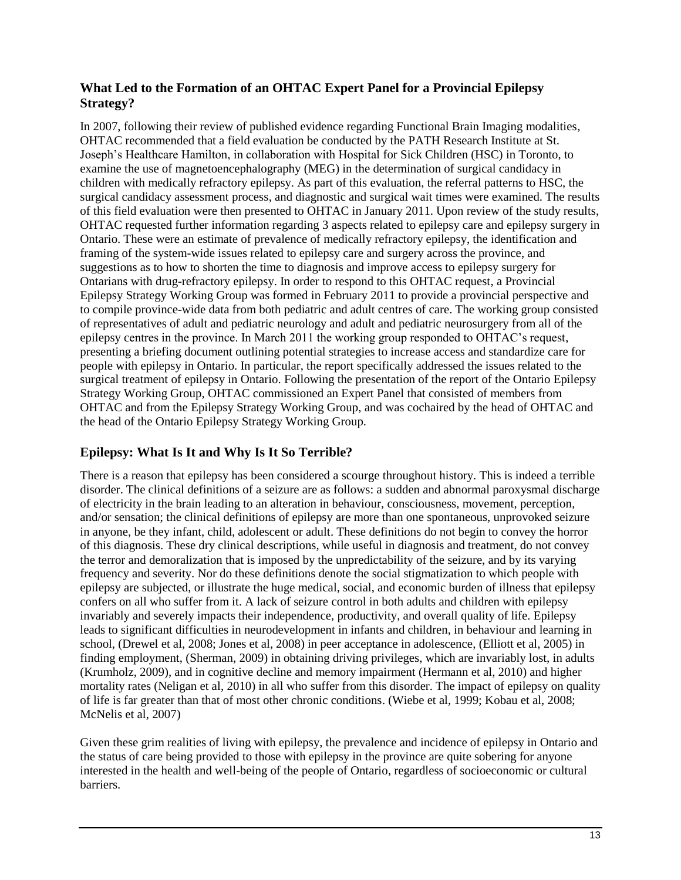## What Led to the Formation of an OHTAC Expert Panel for a Provincial Epilepsy Strategy?

In 2007, following their review of published evidence regarding Functional Brain Imaging modalities, OHTAC recommended that a field evaluation be conducted by the PATH Research Institute at St. Joseph's Healthcare Hamilton, in collaboration with Hospital for Sick Children (HSC) in Toronto, to examine the use of magnetoencephalography (MEG) in the determination of surgical candidacy in children with medically refractory epilepsy. As part of this evaluation, the referral patterns to HSC, the surgical candidacy assessment process, and diagnostic and surgical wait times were examined. The results of this field evaluation were then presented to OHTAC in January 2011. Upon review of the study results, OHTAC requested further information regarding 3 aspects related to epilepsy care and epilepsy surgery in Ontario. These were an estimate of prevalence of medically refractory epilepsy, the identification and framing of the system-wide issues related to epilepsy care and surgery across the province, and suggestions as to how to shorten the time to diagnosis and improve access to epilepsy surgery for Ontarians with drug-refractory epilepsy. In order to respond to this OHTAC request, a Provincial Epilepsy Strategy Working Group was formed in February 2011 to provide a provincial perspective and to compile province-wide data from both pediatric and adult centres of care. The working group consisted of representatives of adult and pediatric neurology and adult and pediatric neurosurgery from all of the epilepsy centres in the province. In March 2011 the working group responded to OHTAC's request, presenting a briefing document outlining potential strategies to increase access and standardize care for people with epilepsy in Ontario. In particular, the report specifically addressed the issues related to the surgical treatment of epilepsy in Ontario. Following the presentation of the report of the Ontario Epilepsy Strategy Working Group, OHTAC commissioned an Expert Panel that consisted of members from OHTAC and from the Epilepsy Strategy Working Group, and was cochaired by the head of OHTAC and the head of the Ontario Epilepsy Strategy Working Group.

## Epilepsy: What Is It and Why Is It So Terrible?

There is a reason that epilepsy has been considered a scourge throughout history. This is indeed a terrible disorder. The clinical definitions of a seizure are as follows: a sudden and abnormal paroxysmal discharge of electricity in the brain leading to an alteration in behaviour, consciousness, movement, perception, and/or sensation; the clinical definitions of epilepsy are more than one spontaneous, unprovoked seizure in anyone, be they infant, child, adolescent or adult. These definitions do not begin to convey the horror of this diagnosis. These dry clinical descriptions, while useful in diagnosis and treatment, do not convey the terror and demoralization that is imposed by the unpredictability of the seizure, and by its varying frequency and severity. Nor do these definitions denote the social stigmatization to which people with epilepsy are subjected, or illustrate the huge medical, social, and economic burden of illness that epilepsy confers on all who suffer from it. A lack of seizure control in both adults and children with epilepsy invariably and severely impacts their independence, productivity, and overall quality of life. Epilepsy leads to significant difficulties in neurodevelopment in infants and children, in behaviour and learning in school, (Drewel et al, 2008; Jones et al, 2008) in peer acceptance in adolescence, (Elliott et al, 2005) in finding employment, (Sherman, 2009) in obtaining driving privileges, which are invariably lost, in adults (Krumholz, 2009), and in cognitive decline and memory impairment (Hermann et al, 2010) and higher mortality rates (Neligan et al, 2010) in all who suffer from this disorder. The impact of epilepsy on quality of life is far greater than that of most other chronic conditions. (Wiebe et al, 1999; Kobau et al, 2008; McNelis et al, 2007)

Given these grim realities of living with epilepsy, the prevalence and incidence of epilepsy in Ontario and the status of care being provided to those with epilepsy in the province are quite sobering for anyone interested in the health and well-being of the people of Ontario, regardless of socioeconomic or cultural barriers.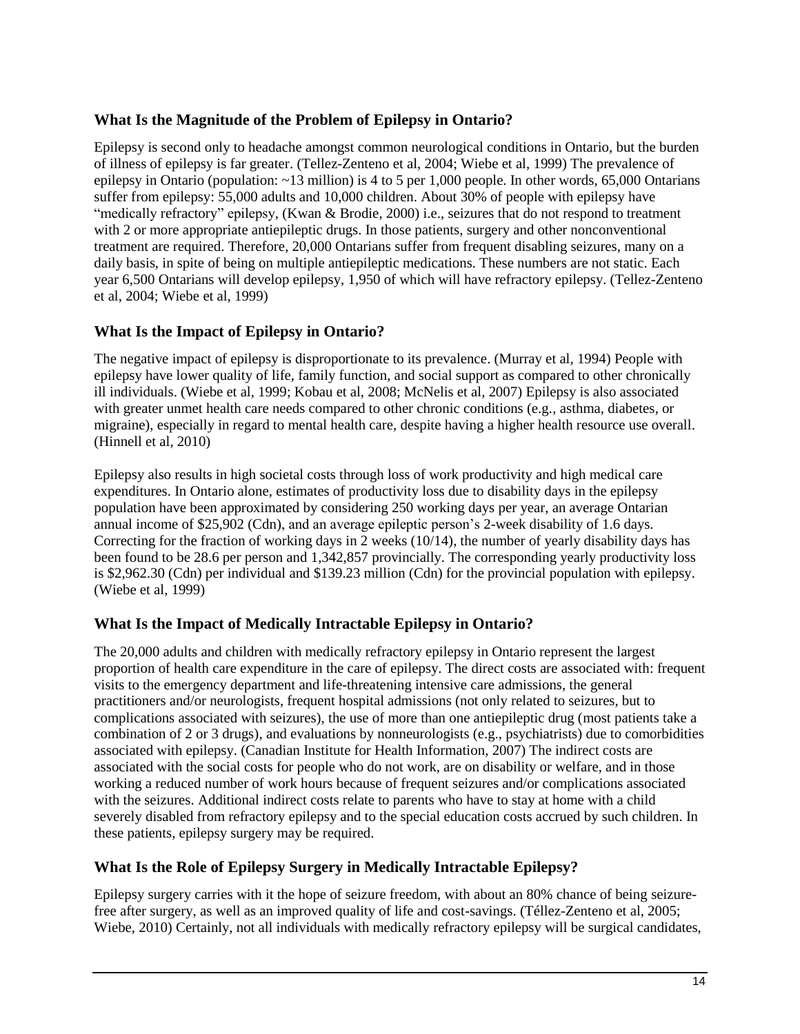## What Is the Magnitude of the Problem of Epilepsy in Ontario?

Epilepsy is second only to headache amongst common neurological conditions in Ontario, but the burden of illness of epilepsy is far greater. (Tellez-Zenteno et al, 2004; Wiebe et al, 1999) The prevalence of epilepsy in Ontario (population: ~13 million) is 4 to 5 per 1,000 people. In other words, 65,000 Ontarians suffer from epilepsy: 55,000 adults and 10,000 children. About 30% of people with epilepsy have "medically refractory" epilepsy, (Kwan & Brodie, 2000) i.e., seizures that do not respond to treatment with 2 or more appropriate antiepileptic drugs. In those patients, surgery and other nonconventional treatment are required. Therefore, 20,000 Ontarians suffer from frequent disabling seizures, many on a daily basis, in spite of being on multiple antiepileptic medications. These numbers are not static. Each year 6,500 Ontarians will develop epilepsy, 1,950 of which will have refractory epilepsy. (Tellez-Zenteno et al, 2004; Wiebe et al, 1999)

## What Is the Impact of Epilepsy in Ontario?

The negative impact of epilepsy is disproportionate to its prevalence. (Murray et al, 1994) People with epilepsy have lower quality of life, family function, and social support as compared to other chronically ill individuals. (Wiebe et al, 1999; Kobau et al, 2008; McNelis et al, 2007) Epilepsy is also associated with greater unmet health care needs compared to other chronic conditions (e.g., asthma, diabetes, or migraine), especially in regard to mental health care, despite having a higher health resource use overall. (Hinnell et al, 2010)

Epilepsy also results in high societal costs through loss of work productivity and high medical care expenditures. In Ontario alone, estimates of productivity loss due to disability days in the epilepsy population have been approximated by considering 250 working days per year, an average Ontarian annual income of $25,902 (Cdn), and an average epileptic person's 2-week disability of 1.6 days. Correcting for the fraction of working days in 2 weeks (10/14), the number of yearly disability days has been found to be 28.6 per person and 1,342,857 provincially. The corresponding yearly productivity loss is $2,962.30 (Cdn) per individual and $139.23 million (Cdn) for the provincial population with epilepsy. (Wiebe et al, 1999)

## What Is the Impact of Medically Intractable Epilepsy in Ontario?

The 20,000 adults and children with medically refractory epilepsy in Ontario represent the largest proportion of health care expenditure in the care of epilepsy. The direct costs are associated with: frequent visits to the emergency department and life-threatening intensive care admissions, the general practitioners and/or neurologists, frequent hospital admissions (not only related to seizures, but to complications associated with seizures), the use of more than one antiepileptic drug (most patients take a combination of 2 or 3 drugs), and evaluations by nonneurologists (e.g., psychiatrists) due to comorbidities associated with epilepsy. (Canadian Institute for Health Information, 2007) The indirect costs are associated with the social costs for people who do not work, are on disability or welfare, and in those working a reduced number of work hours because of frequent seizures and/or complications associated with the seizures. Additional indirect costs relate to parents who have to stay at home with a child severely disabled from refractory epilepsy and to the special education costs accrued by such children. In these patients, epilepsy surgery may be required.

## What Is the Role of Epilepsy Surgery in Medically Intractable Epilepsy?

Epilepsy surgery carries with it the hope of seizure freedom, with about an 80% chance of being seizure-free after surgery, as well as an improved quality of life and cost-savings. (Téllez-Zenteno et al, 2005; Wiebe, 2010) Certainly, not all individuals with medically refractory epilepsy will be surgical candidates,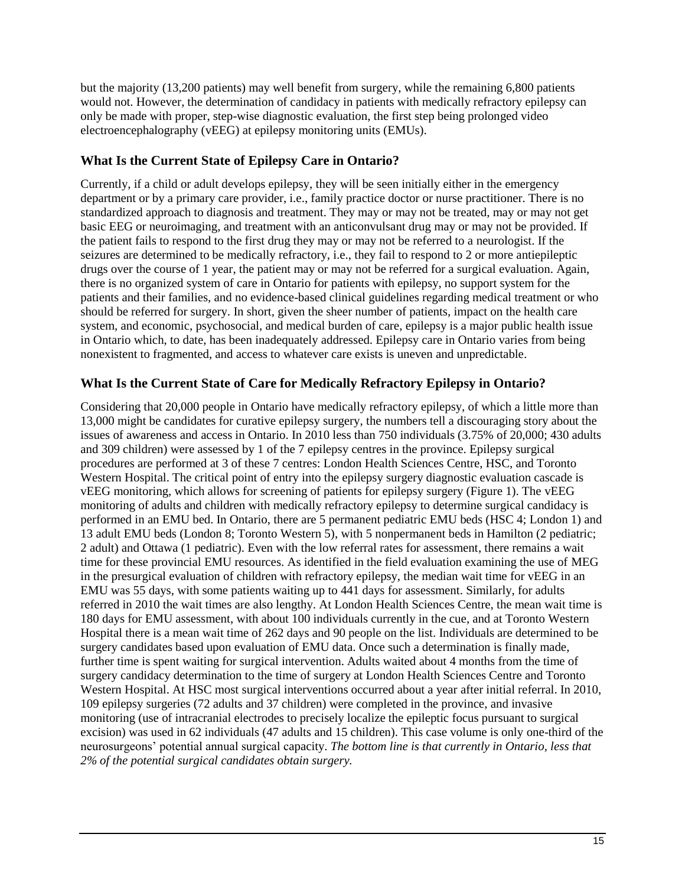but the majority (13,200 patients) may well benefit from surgery, while the remaining 6,800 patients would not. However, the determination of candidacy in patients with medically refractory epilepsy can only be made with proper, step-wise diagnostic evaluation, the first step being prolonged video electroencephalography (vEEG) at epilepsy monitoring units (EMUs).

## What Is the Current State of Epilepsy Care in Ontario?

Currently, if a child or adult develops epilepsy, they will be seen initially either in the emergency department or by a primary care provider, i.e., family practice doctor or nurse practitioner. There is no standardized approach to diagnosis and treatment. They may or may not be treated, may or may not get basic EEG or neuroimaging, and treatment with an anticonvulsant drug may or may not be provided. If the patient fails to respond to the first drug they may or may not be referred to a neurologist. If the seizures are determined to be medically refractory, i.e., they fail to respond to 2 or more antiepileptic drugs over the course of 1 year, the patient may or may not be referred for a surgical evaluation. Again, there is no organized system of care in Ontario for patients with epilepsy, no support system for the patients and their families, and no evidence-based clinical guidelines regarding medical treatment or who should be referred for surgery. In short, given the sheer number of patients, impact on the health care system, and economic, psychosocial, and medical burden of care, epilepsy is a major public health issue in Ontario which, to date, has been inadequately addressed. Epilepsy care in Ontario varies from being nonexistent to fragmented, and access to whatever care exists is uneven and unpredictable.

## What Is the Current State of Care for Medically Refractory Epilepsy in Ontario?

Considering that 20,000 people in Ontario have medically refractory epilepsy, of which a little more than 13,000 might be candidates for curative epilepsy surgery, the numbers tell a discouraging story about the issues of awareness and access in Ontario. In 2010 less than 750 individuals (3.75% of 20,000; 430 adults and 309 children) were assessed by 1 of the 7 epilepsy centres in the province. Epilepsy surgical procedures are performed at 3 of these 7 centres: London Health Sciences Centre, HSC, and Toronto Western Hospital. The critical point of entry into the epilepsy surgery diagnostic evaluation cascade is vEEG monitoring, which allows for screening of patients for epilepsy surgery (Figure 1). The vEEG monitoring of adults and children with medically refractory epilepsy to determine surgical candidacy is performed in an EMU bed. In Ontario, there are 5 permanent pediatric EMU beds (HSC 4; London 1) and 13 adult EMU beds (London 8; Toronto Western 5), with 5 nonpermanent beds in Hamilton (2 pediatric; 2 adult) and Ottawa (1 pediatric). Even with the low referral rates for assessment, there remains a wait time for these provincial EMU resources. As identified in the field evaluation examining the use of MEG in the presurgical evaluation of children with refractory epilepsy, the median wait time for vEEG in an EMU was 55 days, with some patients waiting up to 441 days for assessment. Similarly, for adults referred in 2010 the wait times are also lengthy. At London Health Sciences Centre, the mean wait time is 180 days for EMU assessment, with about 100 individuals currently in the cue, and at Toronto Western Hospital there is a mean wait time of 262 days and 90 people on the list. Individuals are determined to be surgery candidates based upon evaluation of EMU data. Once such a determination is finally made, further time is spent waiting for surgical intervention. Adults waited about 4 months from the time of surgery candidacy determination to the time of surgery at London Health Sciences Centre and Toronto Western Hospital. At HSC most surgical interventions occurred about a year after initial referral. In 2010, 109 epilepsy surgeries (72 adults and 37 children) were completed in the province, and invasive monitoring (use of intracranial electrodes to precisely localize the epileptic focus pursuant to surgical excision) was used in 62 individuals (47 adults and 15 children). This case volume is only one-third of the neurosurgeons' potential annual surgical capacity. *The bottom line is that currently in Ontario, less that 2% of the potential surgical candidates obtain surgery.*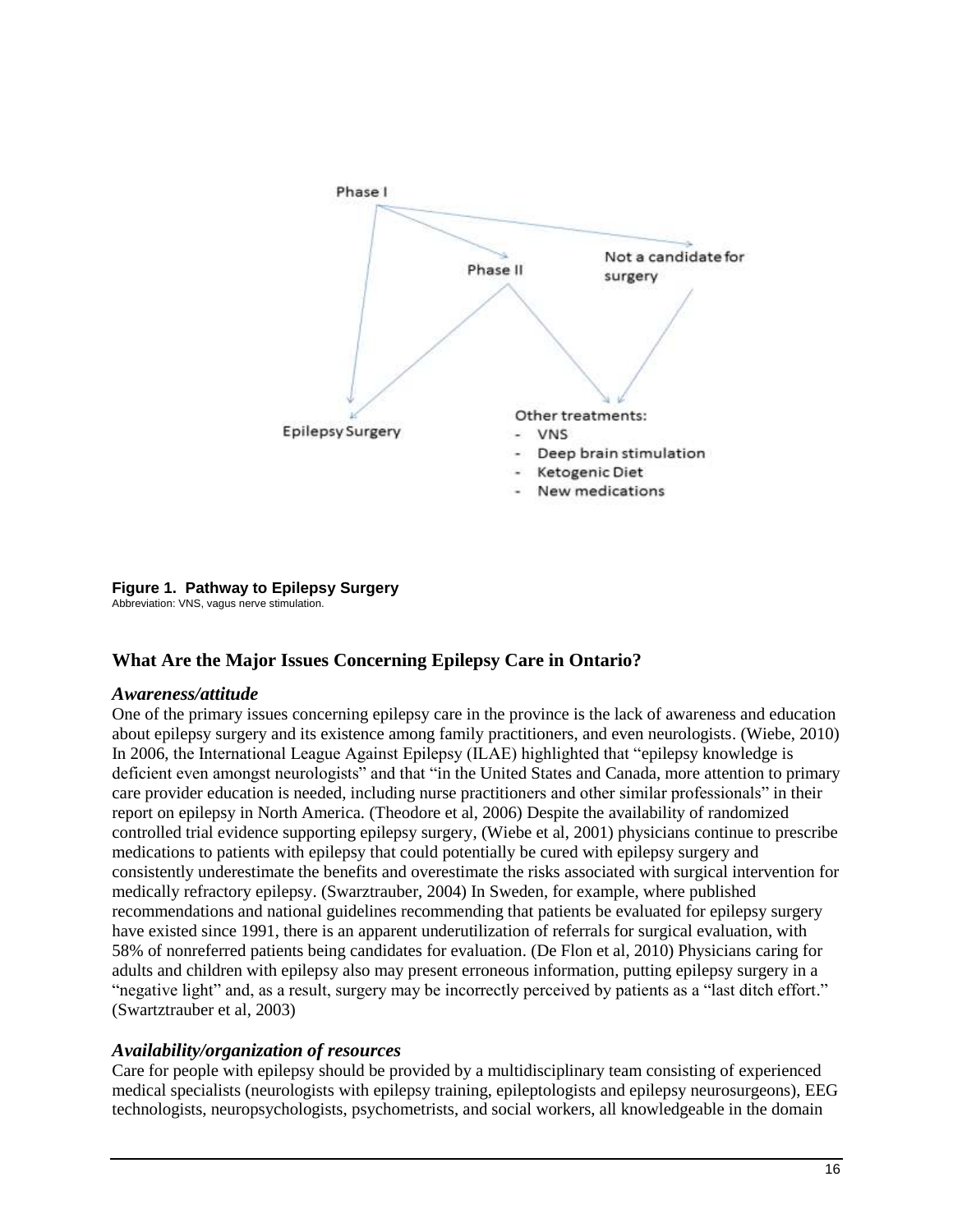Phase I

Phase II

Not a candidate for surgery

Epilepsy Surgery

Other treatments:
- VNS
- Deep brain stimulation
- Ketogenic Diet
- New medications

**Figure 1. Pathway to Epilepsy Surgery**
Abbreviation: VNS, vagus nerve stimulation.

## What Are the Major Issues Concerning Epilepsy Care in Ontario?

### *Awareness/attitude*

One of the primary issues concerning epilepsy care in the province is the lack of awareness and education about epilepsy surgery and its existence among family practitioners, and even neurologists. (Wiebe, 2010) In 2006, the International League Against Epilepsy (ILAE) highlighted that "epilepsy knowledge is deficient even amongst neurologists" and that "in the United States and Canada, more attention to primary care provider education is needed, including nurse practitioners and other similar professionals" in their report on epilepsy in North America. (Theodore et al, 2006) Despite the availability of randomized controlled trial evidence supporting epilepsy surgery, (Wiebe et al, 2001) physicians continue to prescribe medications to patients with epilepsy that could potentially be cured with epilepsy surgery and consistently underestimate the benefits and overestimate the risks associated with surgical intervention for medically refractory epilepsy. (Swarztrauber, 2004) In Sweden, for example, where published recommendations and national guidelines recommending that patients be evaluated for epilepsy surgery have existed since 1991, there is an apparent underutilization of referrals for surgical evaluation, with 58% of nonreferred patients being candidates for evaluation. (De Flon et al, 2010) Physicians caring for adults and children with epilepsy also may present erroneous information, putting epilepsy surgery in a "negative light" and, as a result, surgery may be incorrectly perceived by patients as a "last ditch effort." (Swartztrauber et al, 2003)

### *Availability/organization of resources*

Care for people with epilepsy should be provided by a multidisciplinary team consisting of experienced medical specialists (neurologists with epilepsy training, epileptologists and epilepsy neurosurgeons), EEG technologists, neuropsychologists, psychometrists, and social workers, all knowledgeable in the domain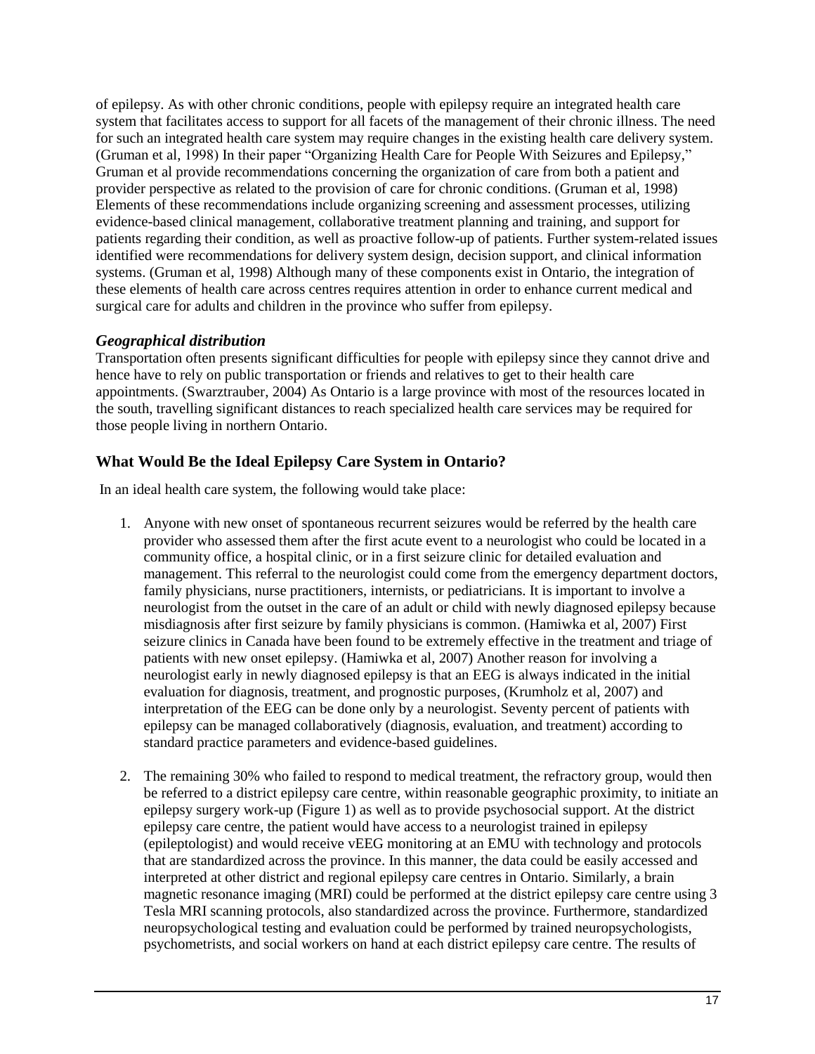of epilepsy. As with other chronic conditions, people with epilepsy require an integrated health care system that facilitates access to support for all facets of the management of their chronic illness. The need for such an integrated health care system may require changes in the existing health care delivery system. (Gruman et al, 1998) In their paper "Organizing Health Care for People With Seizures and Epilepsy," Gruman et al provide recommendations concerning the organization of care from both a patient and provider perspective as related to the provision of care for chronic conditions. (Gruman et al, 1998) Elements of these recommendations include organizing screening and assessment processes, utilizing evidence-based clinical management, collaborative treatment planning and training, and support for patients regarding their condition, as well as proactive follow-up of patients. Further system-related issues identified were recommendations for delivery system design, decision support, and clinical information systems. (Gruman et al, 1998) Although many of these components exist in Ontario, the integration of these elements of health care across centres requires attention in order to enhance current medical and surgical care for adults and children in the province who suffer from epilepsy.

### *Geographical distribution*

Transportation often presents significant difficulties for people with epilepsy since they cannot drive and hence have to rely on public transportation or friends and relatives to get to their health care appointments. (Swarztrauber, 2004) As Ontario is a large province with most of the resources located in the south, travelling significant distances to reach specialized health care services may be required for those people living in northern Ontario.

## What Would Be the Ideal Epilepsy Care System in Ontario?

In an ideal health care system, the following would take place:

1. Anyone with new onset of spontaneous recurrent seizures would be referred by the health care provider who assessed them after the first acute event to a neurologist who could be located in a community office, a hospital clinic, or in a first seizure clinic for detailed evaluation and management. This referral to the neurologist could come from the emergency department doctors, family physicians, nurse practitioners, internists, or pediatricians. It is important to involve a neurologist from the outset in the care of an adult or child with newly diagnosed epilepsy because misdiagnosis after first seizure by family physicians is common. (Hamiwka et al, 2007) First seizure clinics in Canada have been found to be extremely effective in the treatment and triage of patients with new onset epilepsy. (Hamiwka et al, 2007) Another reason for involving a neurologist early in newly diagnosed epilepsy is that an EEG is always indicated in the initial evaluation for diagnosis, treatment, and prognostic purposes, (Krumholz et al, 2007) and interpretation of the EEG can be done only by a neurologist. Seventy percent of patients with epilepsy can be managed collaboratively (diagnosis, evaluation, and treatment) according to standard practice parameters and evidence-based guidelines.

2. The remaining 30% who failed to respond to medical treatment, the refractory group, would then be referred to a district epilepsy care centre, within reasonable geographic proximity, to initiate an epilepsy surgery work-up (Figure 1) as well as to provide psychosocial support. At the district epilepsy care centre, the patient would have access to a neurologist trained in epilepsy (epileptologist) and would receive vEEG monitoring at an EMU with technology and protocols that are standardized across the province. In this manner, the data could be easily accessed and interpreted at other district and regional epilepsy care centres in Ontario. Similarly, a brain magnetic resonance imaging (MRI) could be performed at the district epilepsy care centre using 3 Tesla MRI scanning protocols, also standardized across the province. Furthermore, standardized neuropsychological testing and evaluation could be performed by trained neuropsychologists, psychometrists, and social workers on hand at each district epilepsy care centre. The results of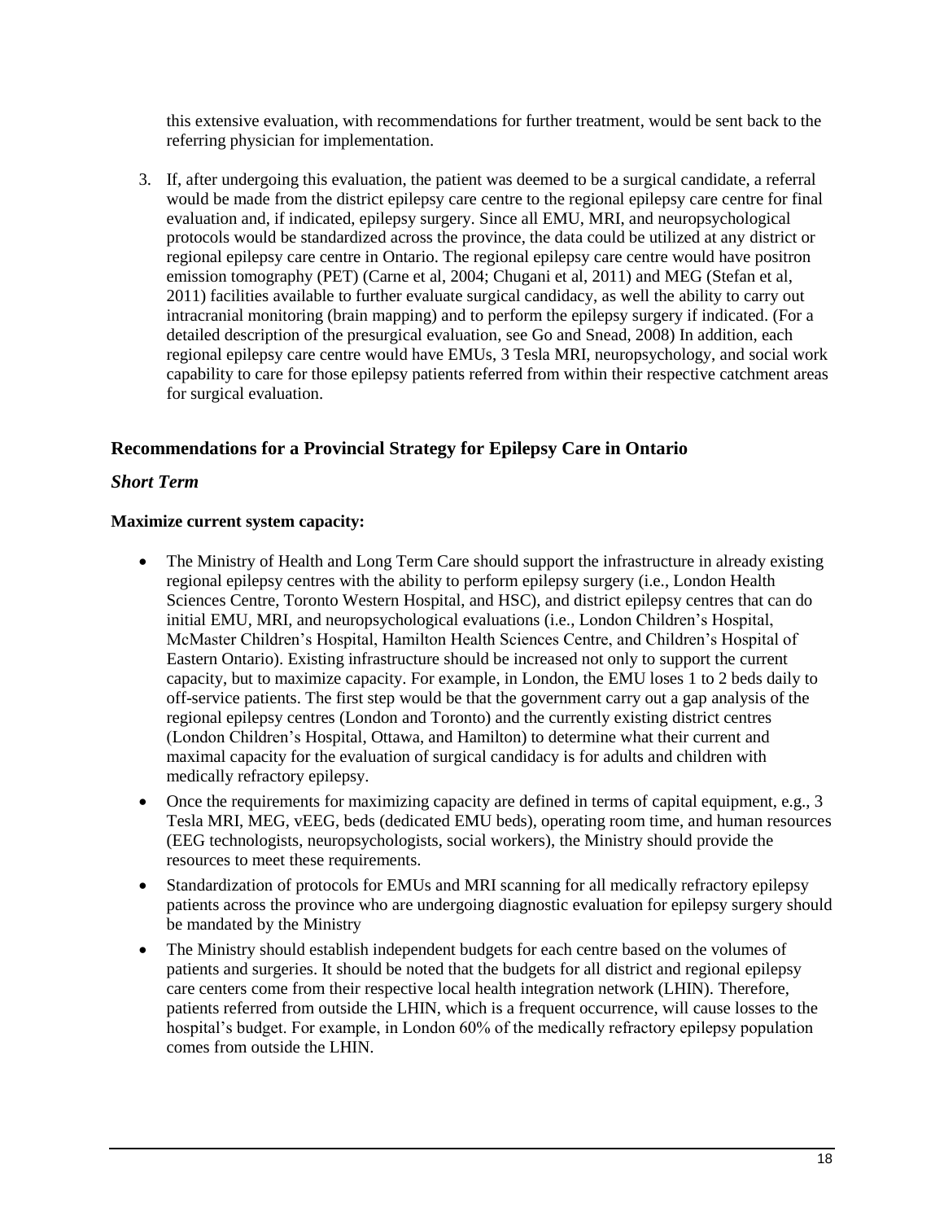this extensive evaluation, with recommendations for further treatment, would be sent back to the referring physician for implementation.

3. If, after undergoing this evaluation, the patient was deemed to be a surgical candidate, a referral would be made from the district epilepsy care centre to the regional epilepsy care centre for final evaluation and, if indicated, epilepsy surgery. Since all EMU, MRI, and neuropsychological protocols would be standardized across the province, the data could be utilized at any district or regional epilepsy care centre in Ontario. The regional epilepsy care centre would have positron emission tomography (PET) (Carne et al, 2004; Chugani et al, 2011) and MEG (Stefan et al, 2011) facilities available to further evaluate surgical candidacy, as well the ability to carry out intracranial monitoring (brain mapping) and to perform the epilepsy surgery if indicated. (For a detailed description of the presurgical evaluation, see Go and Snead, 2008) In addition, each regional epilepsy care centre would have EMUs, 3 Tesla MRI, neuropsychology, and social work capability to care for those epilepsy patients referred from within their respective catchment areas for surgical evaluation.

## Recommendations for a Provincial Strategy for Epilepsy Care in Ontario

### *Short Term*

**Maximize current system capacity:**

- The Ministry of Health and Long Term Care should support the infrastructure in already existing regional epilepsy centres with the ability to perform epilepsy surgery (i.e., London Health Sciences Centre, Toronto Western Hospital, and HSC), and district epilepsy centres that can do initial EMU, MRI, and neuropsychological evaluations (i.e., London Children's Hospital, McMaster Children's Hospital, Hamilton Health Sciences Centre, and Children's Hospital of Eastern Ontario). Existing infrastructure should be increased not only to support the current capacity, but to maximize capacity. For example, in London, the EMU loses 1 to 2 beds daily to off-service patients. The first step would be that the government carry out a gap analysis of the regional epilepsy centres (London and Toronto) and the currently existing district centres (London Children's Hospital, Ottawa, and Hamilton) to determine what their current and maximal capacity for the evaluation of surgical candidacy is for adults and children with medically refractory epilepsy.
- Once the requirements for maximizing capacity are defined in terms of capital equipment, e.g., 3 Tesla MRI, MEG, vEEG, beds (dedicated EMU beds), operating room time, and human resources (EEG technologists, neuropsychologists, social workers), the Ministry should provide the resources to meet these requirements.
- Standardization of protocols for EMUs and MRI scanning for all medically refractory epilepsy patients across the province who are undergoing diagnostic evaluation for epilepsy surgery should be mandated by the Ministry
- The Ministry should establish independent budgets for each centre based on the volumes of patients and surgeries. It should be noted that the budgets for all district and regional epilepsy care centers come from their respective local health integration network (LHIN). Therefore, patients referred from outside the LHIN, which is a frequent occurrence, will cause losses to the hospital's budget. For example, in London 60% of the medically refractory epilepsy population comes from outside the LHIN.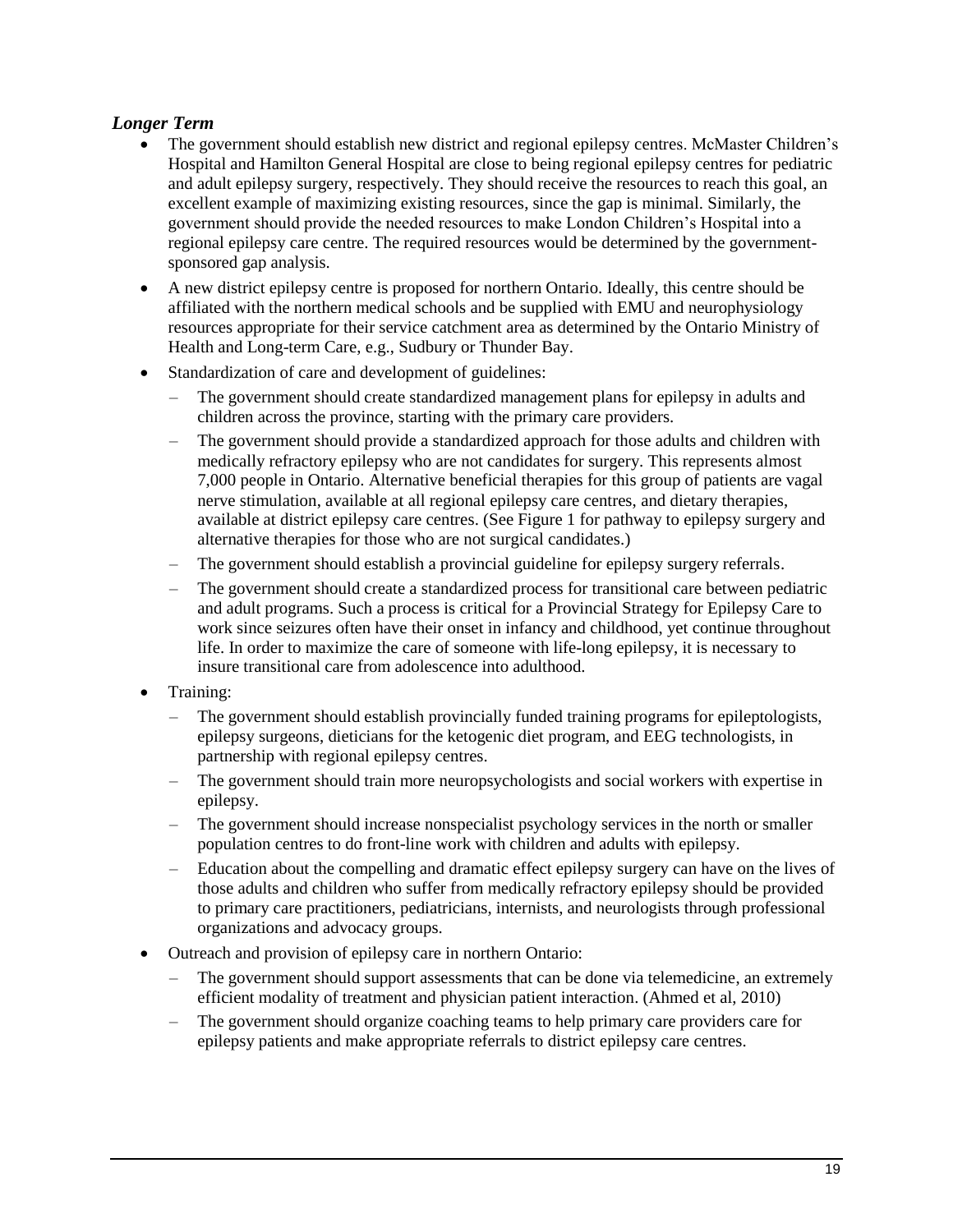### *Longer Term*

- The government should establish new district and regional epilepsy centres. McMaster Children's Hospital and Hamilton General Hospital are close to being regional epilepsy centres for pediatric and adult epilepsy surgery, respectively. They should receive the resources to reach this goal, an excellent example of maximizing existing resources, since the gap is minimal. Similarly, the government should provide the needed resources to make London Children's Hospital into a regional epilepsy care centre. The required resources would be determined by the government-sponsored gap analysis.
- A new district epilepsy centre is proposed for northern Ontario. Ideally, this centre should be affiliated with the northern medical schools and be supplied with EMU and neurophysiology resources appropriate for their service catchment area as determined by the Ontario Ministry of Health and Long-term Care, e.g., Sudbury or Thunder Bay.
- Standardization of care and development of guidelines:
  - The government should create standardized management plans for epilepsy in adults and children across the province, starting with the primary care providers.
  - The government should provide a standardized approach for those adults and children with medically refractory epilepsy who are not candidates for surgery. This represents almost 7,000 people in Ontario. Alternative beneficial therapies for this group of patients are vagal nerve stimulation, available at all regional epilepsy care centres, and dietary therapies, available at district epilepsy care centres. (See Figure 1 for pathway to epilepsy surgery and alternative therapies for those who are not surgical candidates.)
  - The government should establish a provincial guideline for epilepsy surgery referrals.
  - The government should create a standardized process for transitional care between pediatric and adult programs. Such a process is critical for a Provincial Strategy for Epilepsy Care to work since seizures often have their onset in infancy and childhood, yet continue throughout life. In order to maximize the care of someone with life-long epilepsy, it is necessary to insure transitional care from adolescence into adulthood.
- Training:
  - The government should establish provincially funded training programs for epileptologists, epilepsy surgeons, dieticians for the ketogenic diet program, and EEG technologists, in partnership with regional epilepsy centres.
  - The government should train more neuropsychologists and social workers with expertise in epilepsy.
  - The government should increase nonspecialist psychology services in the north or smaller population centres to do front-line work with children and adults with epilepsy.
  - Education about the compelling and dramatic effect epilepsy surgery can have on the lives of those adults and children who suffer from medically refractory epilepsy should be provided to primary care practitioners, pediatricians, internists, and neurologists through professional organizations and advocacy groups.
- Outreach and provision of epilepsy care in northern Ontario:
  - The government should support assessments that can be done via telemedicine, an extremely efficient modality of treatment and physician patient interaction. (Ahmed et al, 2010)
  - The government should organize coaching teams to help primary care providers care for epilepsy patients and make appropriate referrals to district epilepsy care centres.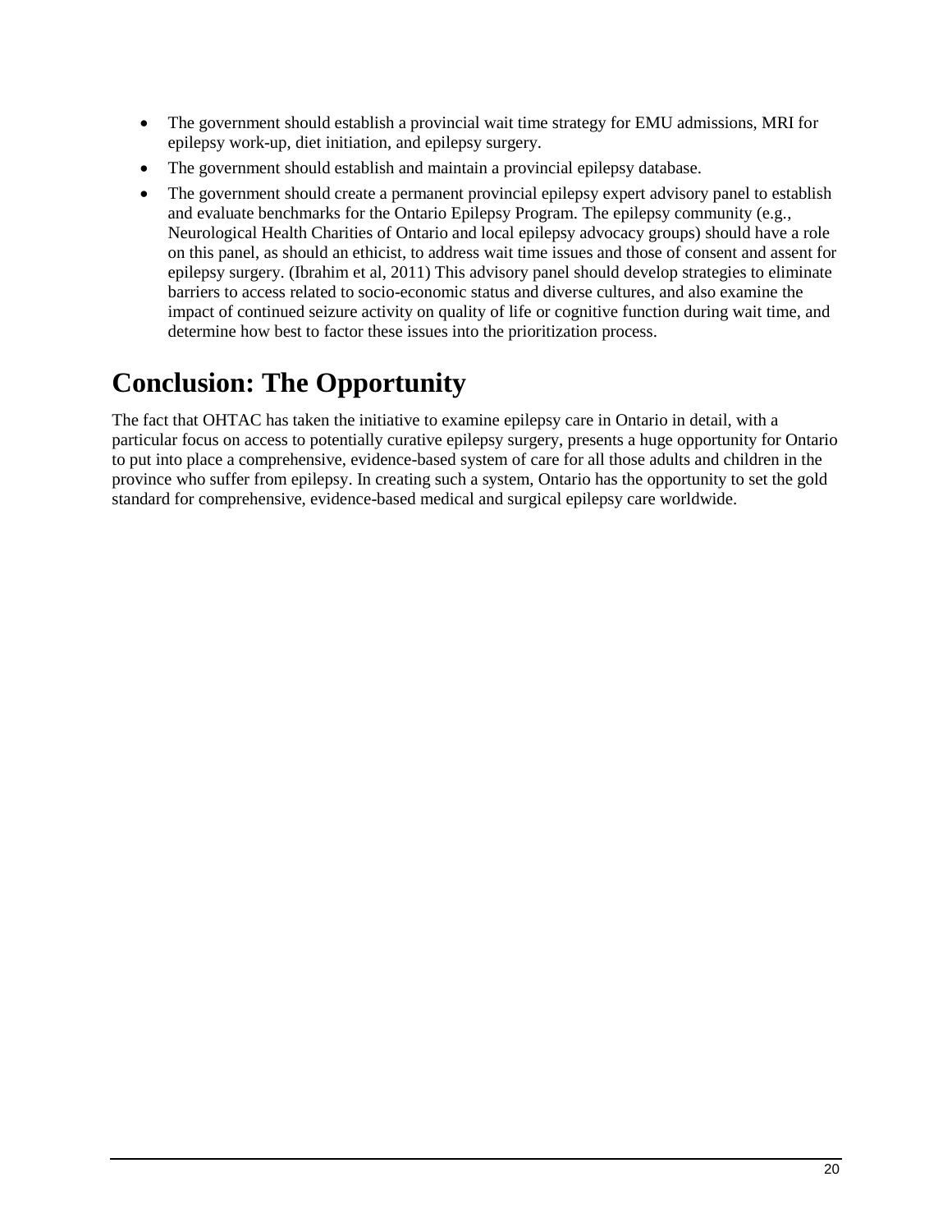- The government should establish a provincial wait time strategy for EMU admissions, MRI for epilepsy work-up, diet initiation, and epilepsy surgery.
- The government should establish and maintain a provincial epilepsy database.
- The government should create a permanent provincial epilepsy expert advisory panel to establish and evaluate benchmarks for the Ontario Epilepsy Program. The epilepsy community (e.g., Neurological Health Charities of Ontario and local epilepsy advocacy groups) should have a role on this panel, as should an ethicist, to address wait time issues and those of consent and assent for epilepsy surgery. (Ibrahim et al, 2011) This advisory panel should develop strategies to eliminate barriers to access related to socio-economic status and diverse cultures, and also examine the impact of continued seizure activity on quality of life or cognitive function during wait time, and determine how best to factor these issues into the prioritization process.

# Conclusion: The Opportunity

The fact that OHTAC has taken the initiative to examine epilepsy care in Ontario in detail, with a particular focus on access to potentially curative epilepsy surgery, presents a huge opportunity for Ontario to put into place a comprehensive, evidence-based system of care for all those adults and children in the province who suffer from epilepsy. In creating such a system, Ontario has the opportunity to set the gold standard for comprehensive, evidence-based medical and surgical epilepsy care worldwide.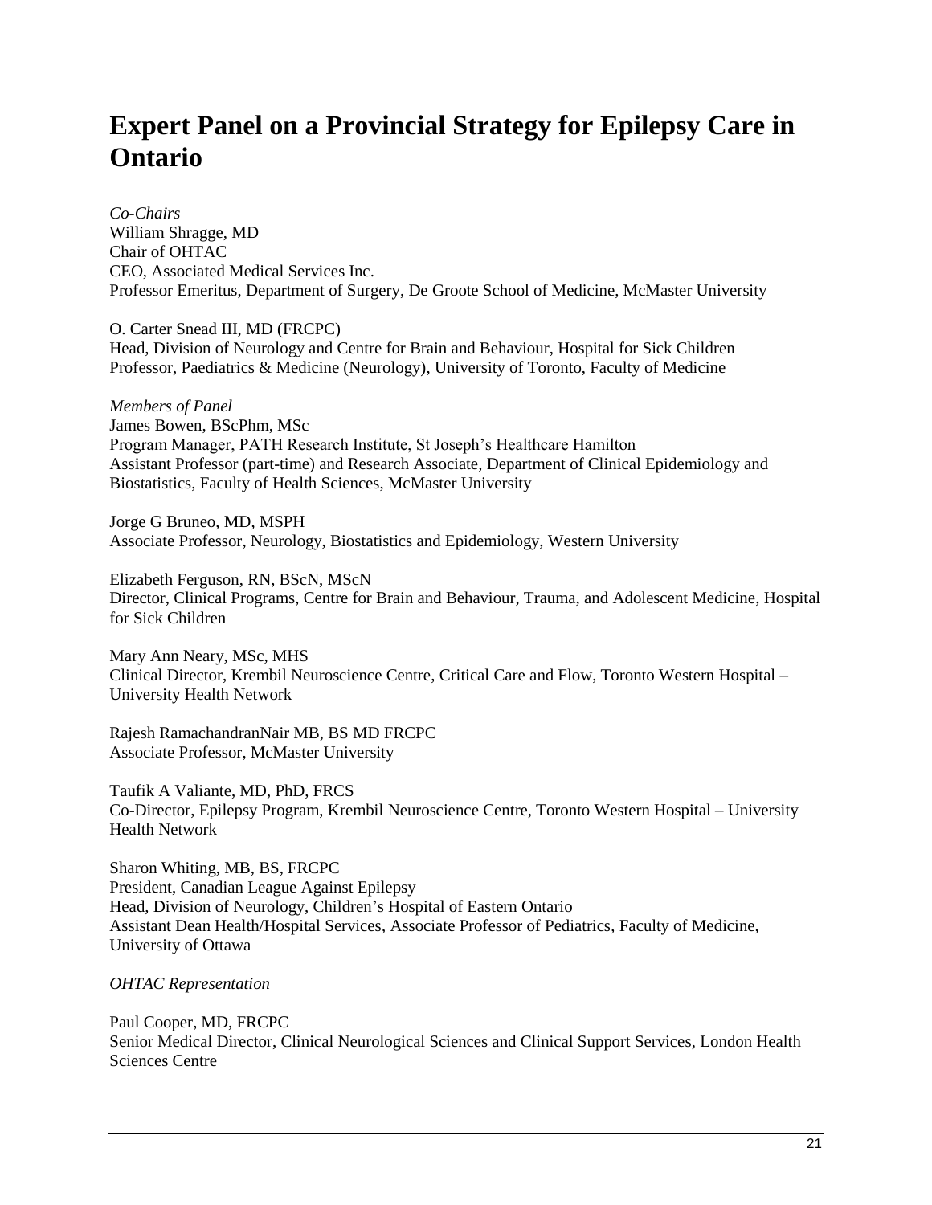# Expert Panel on a Provincial Strategy for Epilepsy Care in Ontario

*Co-Chairs*
William Shragge, MD
Chair of OHTAC
CEO, Associated Medical Services Inc.
Professor Emeritus, Department of Surgery, De Groote School of Medicine, McMaster University

O. Carter Snead III, MD (FRCPC)
Head, Division of Neurology and Centre for Brain and Behaviour, Hospital for Sick Children
Professor, Paediatrics & Medicine (Neurology), University of Toronto, Faculty of Medicine

*Members of Panel*
James Bowen, BScPhm, MSc
Program Manager, PATH Research Institute, St Joseph's Healthcare Hamilton
Assistant Professor (part-time) and Research Associate, Department of Clinical Epidemiology and Biostatistics, Faculty of Health Sciences, McMaster University

Jorge G Bruneo, MD, MSPH
Associate Professor, Neurology, Biostatistics and Epidemiology, Western University

Elizabeth Ferguson, RN, BScN, MScN
Director, Clinical Programs, Centre for Brain and Behaviour, Trauma, and Adolescent Medicine, Hospital for Sick Children

Mary Ann Neary, MSc, MHS
Clinical Director, Krembil Neuroscience Centre, Critical Care and Flow, Toronto Western Hospital – University Health Network

Rajesh RamachandranNair MB, BS MD FRCPC
Associate Professor, McMaster University

Taufik A Valiante, MD, PhD, FRCS
Co-Director, Epilepsy Program, Krembil Neuroscience Centre, Toronto Western Hospital – University Health Network

Sharon Whiting, MB, BS, FRCPC
President, Canadian League Against Epilepsy
Head, Division of Neurology, Children's Hospital of Eastern Ontario
Assistant Dean Health/Hospital Services, Associate Professor of Pediatrics, Faculty of Medicine, University of Ottawa

*OHTAC Representation*

Paul Cooper, MD, FRCPC
Senior Medical Director, Clinical Neurological Sciences and Clinical Support Services, London Health Sciences Centre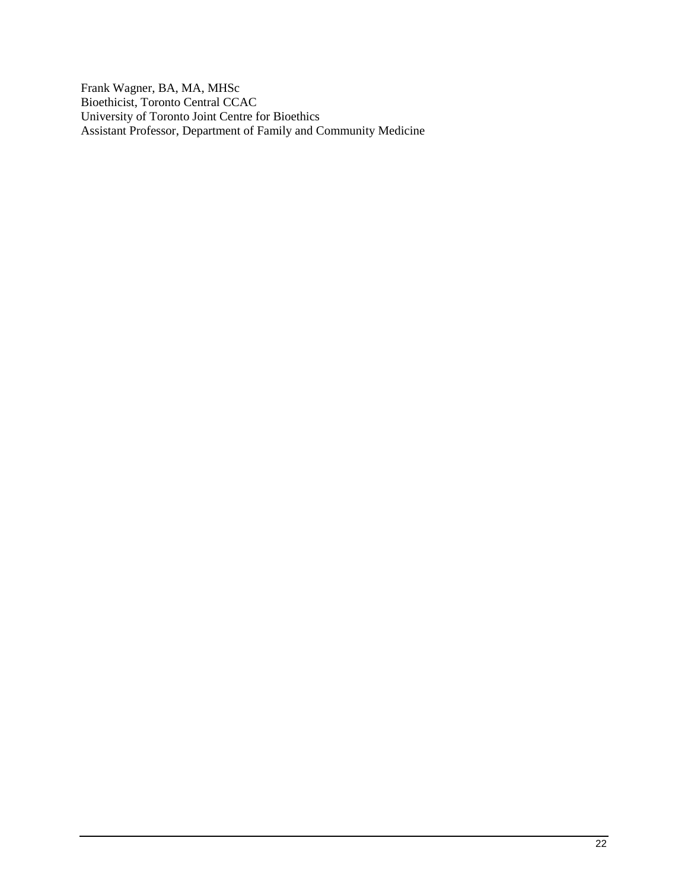Frank Wagner, BA, MA, MHSc
Bioethicist, Toronto Central CCAC
University of Toronto Joint Centre for Bioethics
Assistant Professor, Department of Family and Community Medicine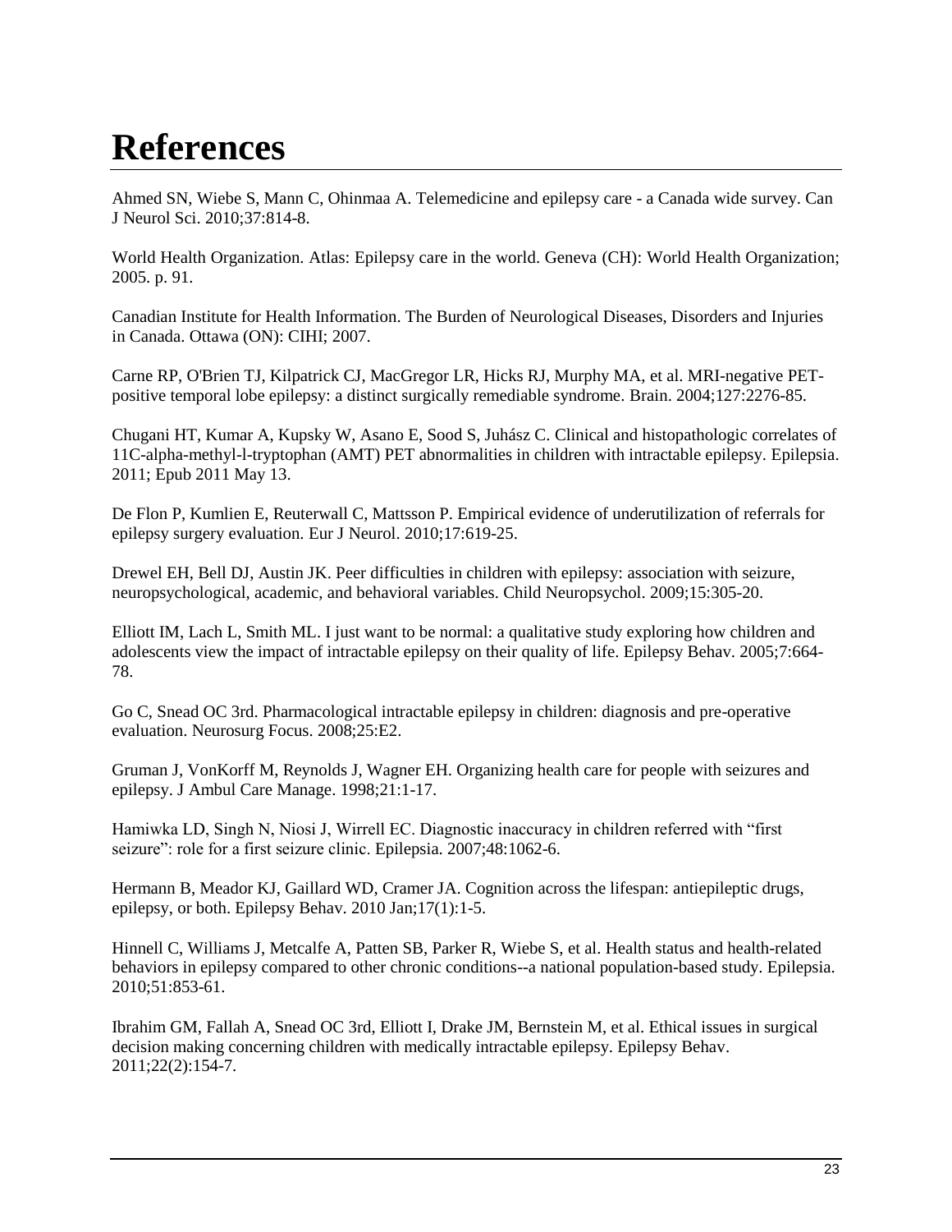# References

Ahmed SN, Wiebe S, Mann C, Ohinmaa A. Telemedicine and epilepsy care - a Canada wide survey. Can J Neurol Sci. 2010;37:814-8.

World Health Organization. Atlas: Epilepsy care in the world. Geneva (CH): World Health Organization; 2005. p. 91.

Canadian Institute for Health Information. The Burden of Neurological Diseases, Disorders and Injuries in Canada. Ottawa (ON): CIHI; 2007.

Carne RP, O'Brien TJ, Kilpatrick CJ, MacGregor LR, Hicks RJ, Murphy MA, et al. MRI-negative PET-positive temporal lobe epilepsy: a distinct surgically remediable syndrome. Brain. 2004;127:2276-85.

Chugani HT, Kumar A, Kupsky W, Asano E, Sood S, Juhász C. Clinical and histopathologic correlates of 11C-alpha-methyl-l-tryptophan (AMT) PET abnormalities in children with intractable epilepsy. Epilepsia. 2011; Epub 2011 May 13.

De Flon P, Kumlien E, Reuterwall C, Mattsson P. Empirical evidence of underutilization of referrals for epilepsy surgery evaluation. Eur J Neurol. 2010;17:619-25.

Drewel EH, Bell DJ, Austin JK. Peer difficulties in children with epilepsy: association with seizure, neuropsychological, academic, and behavioral variables. Child Neuropsychol. 2009;15:305-20.

Elliott IM, Lach L, Smith ML. I just want to be normal: a qualitative study exploring how children and adolescents view the impact of intractable epilepsy on their quality of life. Epilepsy Behav. 2005;7:664-78.

Go C, Snead OC 3rd. Pharmacological intractable epilepsy in children: diagnosis and pre-operative evaluation. Neurosurg Focus. 2008;25:E2.

Gruman J, VonKorff M, Reynolds J, Wagner EH. Organizing health care for people with seizures and epilepsy. J Ambul Care Manage. 1998;21:1-17.

Hamiwka LD, Singh N, Niosi J, Wirrell EC. Diagnostic inaccuracy in children referred with "first seizure": role for a first seizure clinic. Epilepsia. 2007;48:1062-6.

Hermann B, Meador KJ, Gaillard WD, Cramer JA. Cognition across the lifespan: antiepileptic drugs, epilepsy, or both. Epilepsy Behav. 2010 Jan;17(1):1-5.

Hinnell C, Williams J, Metcalfe A, Patten SB, Parker R, Wiebe S, et al. Health status and health-related behaviors in epilepsy compared to other chronic conditions--a national population-based study. Epilepsia. 2010;51:853-61.

Ibrahim GM, Fallah A, Snead OC 3rd, Elliott I, Drake JM, Bernstein M, et al. Ethical issues in surgical decision making concerning children with medically intractable epilepsy. Epilepsy Behav. 2011;22(2):154-7.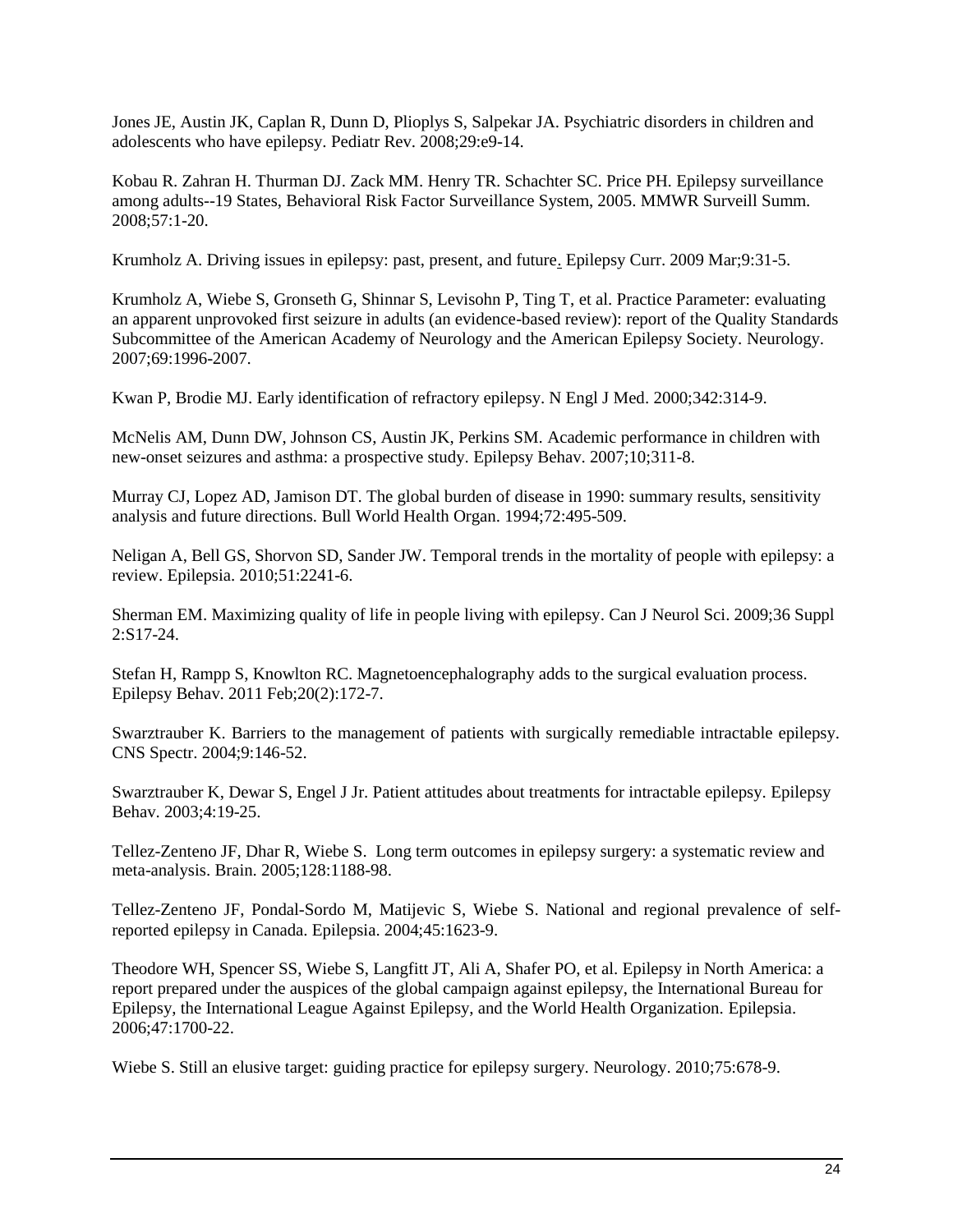Jones JE, Austin JK, Caplan R, Dunn D, Plioplys S, Salpekar JA. Psychiatric disorders in children and adolescents who have epilepsy. Pediatr Rev. 2008;29:e9-14.

Kobau R. Zahran H. Thurman DJ. Zack MM. Henry TR. Schachter SC. Price PH. Epilepsy surveillance among adults--19 States, Behavioral Risk Factor Surveillance System, 2005. MMWR Surveill Summ. 2008;57:1-20.

Krumholz A. Driving issues in epilepsy: past, present, and future. Epilepsy Curr. 2009 Mar;9:31-5.

Krumholz A, Wiebe S, Gronseth G, Shinnar S, Levisohn P, Ting T, et al. Practice Parameter: evaluating an apparent unprovoked first seizure in adults (an evidence-based review): report of the Quality Standards Subcommittee of the American Academy of Neurology and the American Epilepsy Society. Neurology. 2007;69:1996-2007.

Kwan P, Brodie MJ. Early identification of refractory epilepsy. N Engl J Med. 2000;342:314-9.

McNelis AM, Dunn DW, Johnson CS, Austin JK, Perkins SM. Academic performance in children with new-onset seizures and asthma: a prospective study. Epilepsy Behav. 2007;10;311-8.

Murray CJ, Lopez AD, Jamison DT. The global burden of disease in 1990: summary results, sensitivity analysis and future directions. Bull World Health Organ. 1994;72:495-509.

Neligan A, Bell GS, Shorvon SD, Sander JW. Temporal trends in the mortality of people with epilepsy: a review. Epilepsia. 2010;51:2241-6.

Sherman EM. Maximizing quality of life in people living with epilepsy. Can J Neurol Sci. 2009;36 Suppl 2:S17-24.

Stefan H, Rampp S, Knowlton RC. Magnetoencephalography adds to the surgical evaluation process. Epilepsy Behav. 2011 Feb;20(2):172-7.

Swarztrauber K. Barriers to the management of patients with surgically remediable intractable epilepsy. CNS Spectr. 2004;9:146-52.

Swarztrauber K, Dewar S, Engel J Jr. Patient attitudes about treatments for intractable epilepsy. Epilepsy Behav. 2003;4:19-25.

Tellez-Zenteno JF, Dhar R, Wiebe S. Long term outcomes in epilepsy surgery: a systematic review and meta-analysis. Brain. 2005;128:1188-98.

Tellez-Zenteno JF, Pondal-Sordo M, Matijevic S, Wiebe S. National and regional prevalence of self-reported epilepsy in Canada. Epilepsia. 2004;45:1623-9.

Theodore WH, Spencer SS, Wiebe S, Langfitt JT, Ali A, Shafer PO, et al. Epilepsy in North America: a report prepared under the auspices of the global campaign against epilepsy, the International Bureau for Epilepsy, the International League Against Epilepsy, and the World Health Organization. Epilepsia. 2006;47:1700-22.

Wiebe S. Still an elusive target: guiding practice for epilepsy surgery. Neurology. 2010;75:678-9.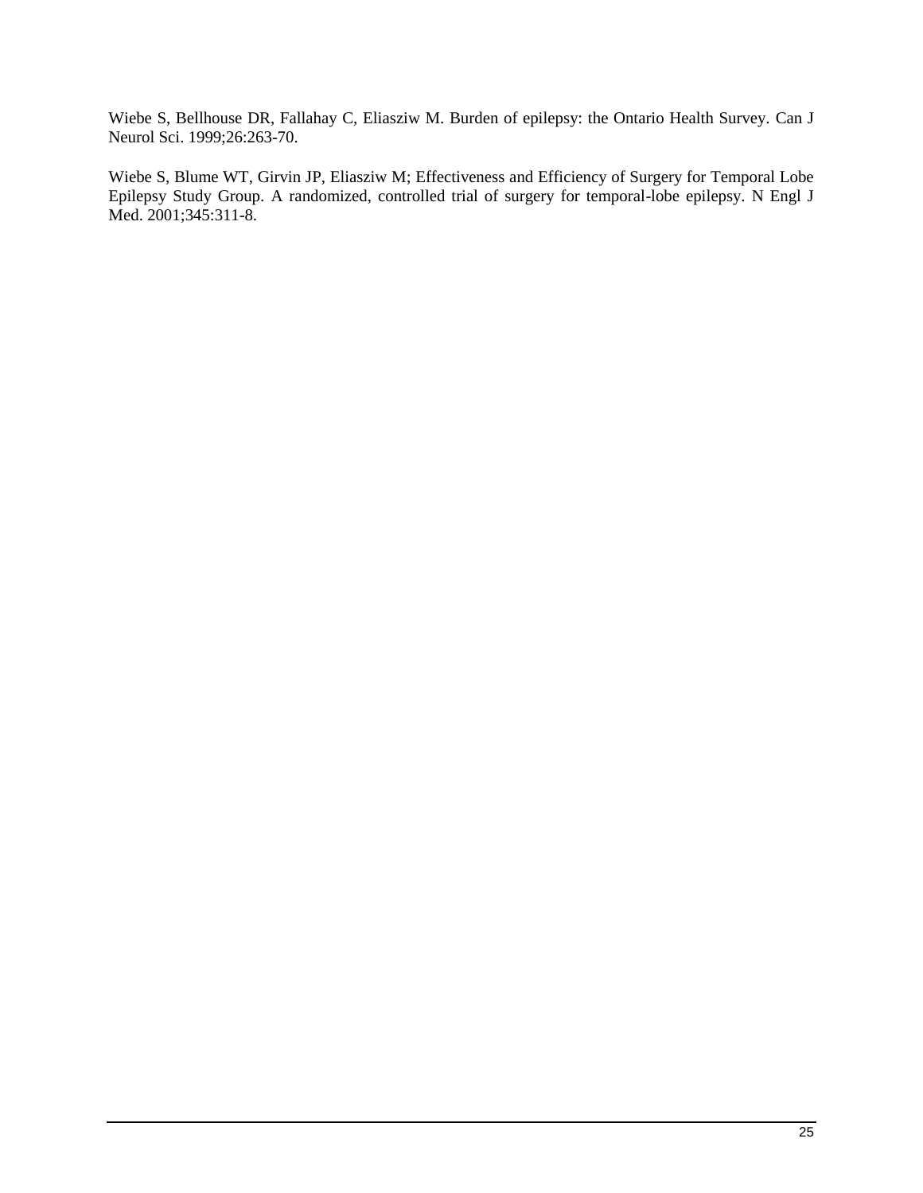Wiebe S, Bellhouse DR, Fallahay C, Eliasziw M. Burden of epilepsy: the Ontario Health Survey. Can J Neurol Sci. 1999;26:263-70.

Wiebe S, Blume WT, Girvin JP, Eliasziw M; Effectiveness and Efficiency of Surgery for Temporal Lobe Epilepsy Study Group. A randomized, controlled trial of surgery for temporal-lobe epilepsy. N Engl J Med. 2001;345:311-8.